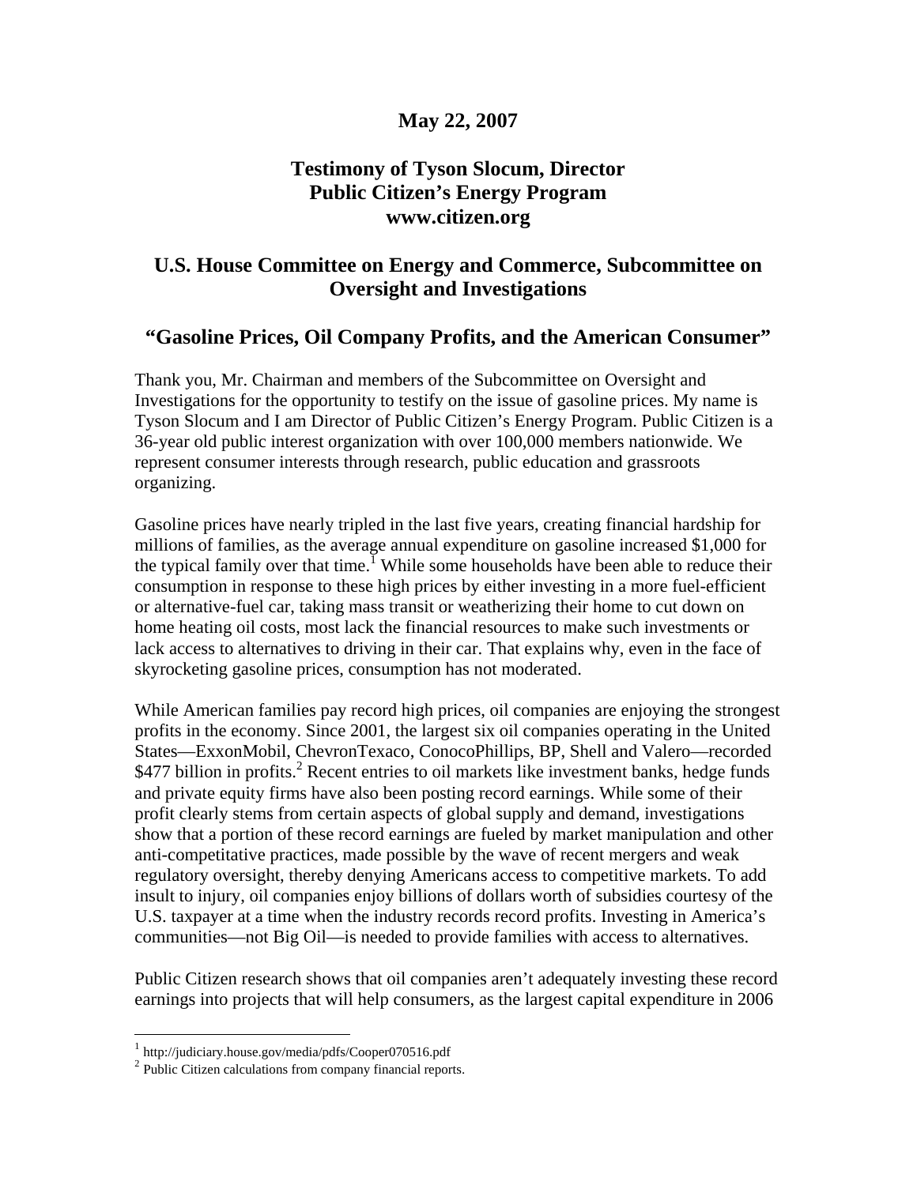**May 22, 2007**

## Testimony of Tyson Slocum, Director
## Public Citizen's Energy Program
## www.citizen.org

## U.S. House Committee on Energy and Commerce, Subcommittee on Oversight and Investigations

## "Gasoline Prices, Oil Company Profits, and the American Consumer"

Thank you, Mr. Chairman and members of the Subcommittee on Oversight and Investigations for the opportunity to testify on the issue of gasoline prices. My name is Tyson Slocum and I am Director of Public Citizen's Energy Program. Public Citizen is a 36-year old public interest organization with over 100,000 members nationwide. We represent consumer interests through research, public education and grassroots organizing.

Gasoline prices have nearly tripled in the last five years, creating financial hardship for millions of families, as the average annual expenditure on gasoline increased $1,000 for the typical family over that time.[1] While some households have been able to reduce their consumption in response to these high prices by either investing in a more fuel-efficient or alternative-fuel car, taking mass transit or weatherizing their home to cut down on home heating oil costs, most lack the financial resources to make such investments or lack access to alternatives to driving in their car. That explains why, even in the face of skyrocketing gasoline prices, consumption has not moderated.

While American families pay record high prices, oil companies are enjoying the strongest profits in the economy. Since 2001, the largest six oil companies operating in the United States—ExxonMobil, ChevronTexaco, ConocoPhillips, BP, Shell and Valero—recorded $477 billion in profits.[2] Recent entries to oil markets like investment banks, hedge funds and private equity firms have also been posting record earnings. While some of their profit clearly stems from certain aspects of global supply and demand, investigations show that a portion of these record earnings are fueled by market manipulation and other anti-competitative practices, made possible by the wave of recent mergers and weak regulatory oversight, thereby denying Americans access to competitive markets. To add insult to injury, oil companies enjoy billions of dollars worth of subsidies courtesy of the U.S. taxpayer at a time when the industry records record profits. Investing in America's communities—not Big Oil—is needed to provide families with access to alternatives.

Public Citizen research shows that oil companies aren't adequately investing these record earnings into projects that will help consumers, as the largest capital expenditure in 2006

---

[1] http://judiciary.house.gov/media/pdfs/Cooper070516.pdf

[2] Public Citizen calculations from company financial reports.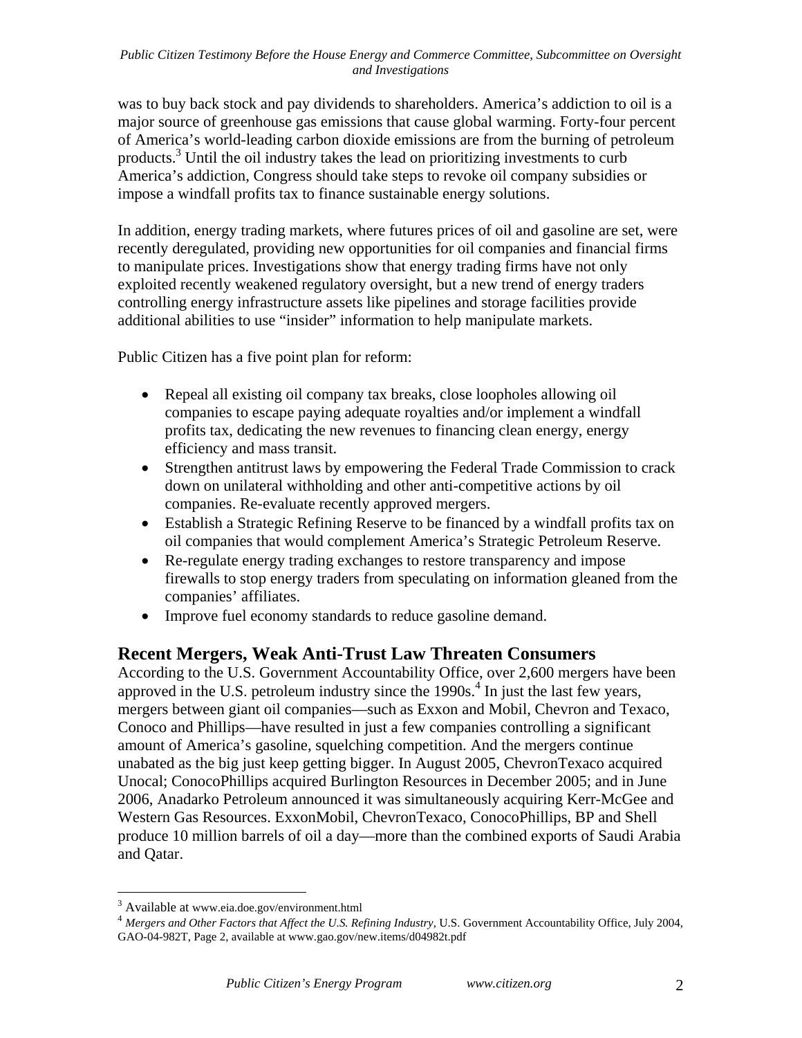was to buy back stock and pay dividends to shareholders. America's addiction to oil is a major source of greenhouse gas emissions that cause global warming. Forty-four percent of America's world-leading carbon dioxide emissions are from the burning of petroleum products.[3] Until the oil industry takes the lead on prioritizing investments to curb America's addiction, Congress should take steps to revoke oil company subsidies or impose a windfall profits tax to finance sustainable energy solutions.

In addition, energy trading markets, where futures prices of oil and gasoline are set, were recently deregulated, providing new opportunities for oil companies and financial firms to manipulate prices. Investigations show that energy trading firms have not only exploited recently weakened regulatory oversight, but a new trend of energy traders controlling energy infrastructure assets like pipelines and storage facilities provide additional abilities to use "insider" information to help manipulate markets.

Public Citizen has a five point plan for reform:

- Repeal all existing oil company tax breaks, close loopholes allowing oil companies to escape paying adequate royalties and/or implement a windfall profits tax, dedicating the new revenues to financing clean energy, energy efficiency and mass transit.
- Strengthen antitrust laws by empowering the Federal Trade Commission to crack down on unilateral withholding and other anti-competitive actions by oil companies. Re-evaluate recently approved mergers.
- Establish a Strategic Refining Reserve to be financed by a windfall profits tax on oil companies that would complement America's Strategic Petroleum Reserve.
- Re-regulate energy trading exchanges to restore transparency and impose firewalls to stop energy traders from speculating on information gleaned from the companies' affiliates.
- Improve fuel economy standards to reduce gasoline demand.

## Recent Mergers, Weak Anti-Trust Law Threaten Consumers

According to the U.S. Government Accountability Office, over 2,600 mergers have been approved in the U.S. petroleum industry since the 1990s.[4] In just the last few years, mergers between giant oil companies—such as Exxon and Mobil, Chevron and Texaco, Conoco and Phillips—have resulted in just a few companies controlling a significant amount of America's gasoline, squelching competition. And the mergers continue unabated as the big just keep getting bigger. In August 2005, ChevronTexaco acquired Unocal; ConocoPhillips acquired Burlington Resources in December 2005; and in June 2006, Anadarko Petroleum announced it was simultaneously acquiring Kerr-McGee and Western Gas Resources. ExxonMobil, ChevronTexaco, ConocoPhillips, BP and Shell produce 10 million barrels of oil a day—more than the combined exports of Saudi Arabia and Qatar.

---

[3] Available at www.eia.doe.gov/environment.html

[4] *Mergers and Other Factors that Affect the U.S. Refining Industry*, U.S. Government Accountability Office, July 2004, GAO-04-982T, Page 2, available at www.gao.gov/new.items/d04982t.pdf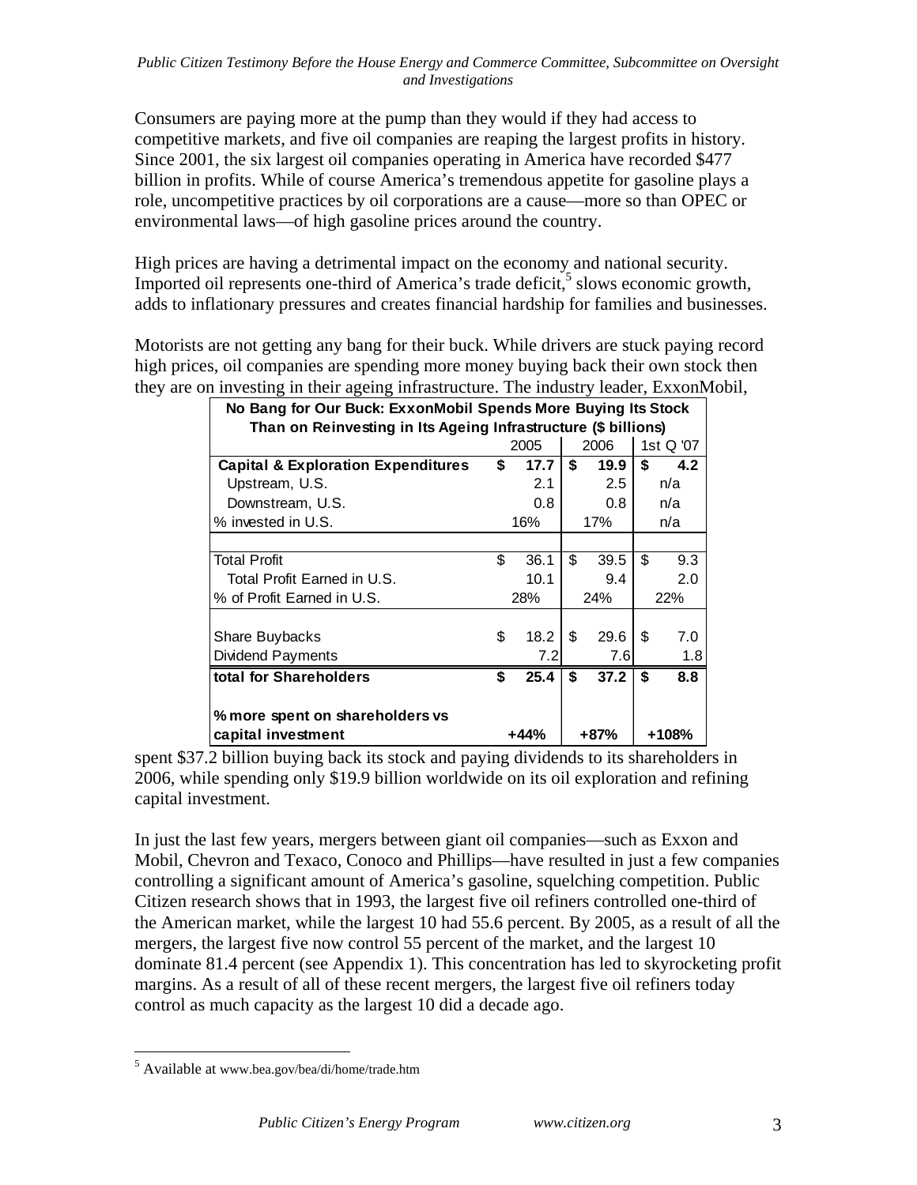Consumers are paying more at the pump than they would if they had access to competitive markets, and five oil companies are reaping the largest profits in history. Since 2001, the six largest oil companies operating in America have recorded $477 billion in profits. While of course America's tremendous appetite for gasoline plays a role, uncompetitive practices by oil corporations are a cause—more so than OPEC or environmental laws—of high gasoline prices around the country.

High prices are having a detrimental impact on the economy and national security. Imported oil represents one-third of America's trade deficit,[5] slows economic growth, adds to inflationary pressures and creates financial hardship for families and businesses.

Motorists are not getting any bang for their buck. While drivers are stuck paying record high prices, oil companies are spending more money buying back their own stock then they are on investing in their ageing infrastructure. The industry leader, ExxonMobil, spent $37.2 billion buying back its stock and paying dividends to its shareholders in 2006, while spending only $19.9 billion worldwide on its oil exploration and refining capital investment.

**No Bang for Our Buck: ExxonMobil Spends More Buying Its Stock Than on Reinvesting in Its Ageing Infrastructure ($ billions)**

| | 2005 | 2006 | 1st Q '07 |
|---|---|---|---|
| **Capital & Exploration Expenditures** | **$ 17.7** | **$ 19.9** | **$ 4.2** |
| Upstream, U.S. | 2.1 | 2.5 | n/a |
| Downstream, U.S. | 0.8 | 0.8 | n/a |
| % invested in U.S. | 16% | 17% | n/a |
| | | | |
| Total Profit | $ 36.1 | $ 39.5 | $ 9.3 |
| Total Profit Earned in U.S. | 10.1 | 9.4 | 2.0 |
| % of Profit Earned in U.S. | 28% | 24% | 22% |
| | | | |
| Share Buybacks | $ 18.2 | $ 29.6 | $ 7.0 |
| Dividend Payments | 7.2 | 7.6 | 1.8 |
| **total for Shareholders** | **$ 25.4** | **$ 37.2** | **$ 8.8** |
| | | | |
| **% more spent on shareholders vs capital investment** | **+44%** | **+87%** | **+108%** |

In just the last few years, mergers between giant oil companies—such as Exxon and Mobil, Chevron and Texaco, Conoco and Phillips—have resulted in just a few companies controlling a significant amount of America's gasoline, squelching competition. Public Citizen research shows that in 1993, the largest five oil refiners controlled one-third of the American market, while the largest 10 had 55.6 percent. By 2005, as a result of all the mergers, the largest five now control 55 percent of the market, and the largest 10 dominate 81.4 percent (see Appendix 1). This concentration has led to skyrocketing profit margins. As a result of all of these recent mergers, the largest five oil refiners today control as much capacity as the largest 10 did a decade ago.

---

[5] Available at www.bea.gov/bea/di/home/trade.htm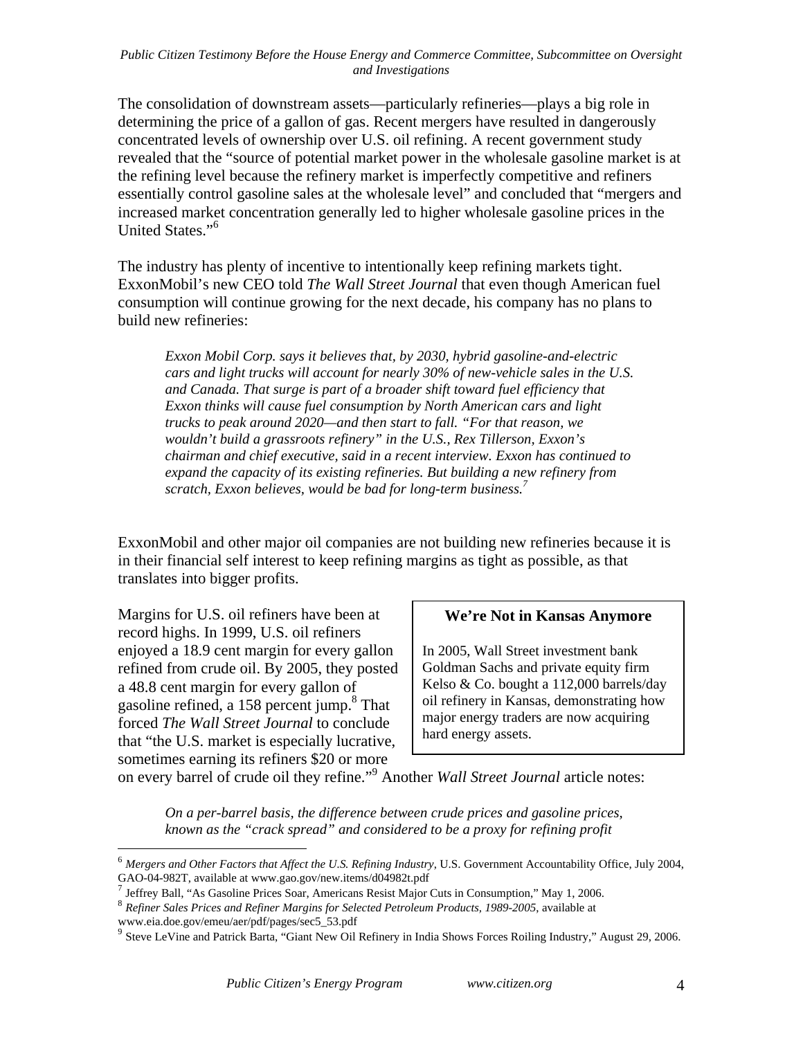The consolidation of downstream assets—particularly refineries—plays a big role in determining the price of a gallon of gas. Recent mergers have resulted in dangerously concentrated levels of ownership over U.S. oil refining. A recent government study revealed that the "source of potential market power in the wholesale gasoline market is at the refining level because the refinery market is imperfectly competitive and refiners essentially control gasoline sales at the wholesale level" and concluded that "mergers and increased market concentration generally led to higher wholesale gasoline prices in the United States."[6]

The industry has plenty of incentive to intentionally keep refining markets tight. ExxonMobil's new CEO told *The Wall Street Journal* that even though American fuel consumption will continue growing for the next decade, his company has no plans to build new refineries:

> *Exxon Mobil Corp. says it believes that, by 2030, hybrid gasoline-and-electric cars and light trucks will account for nearly 30% of new-vehicle sales in the U.S. and Canada. That surge is part of a broader shift toward fuel efficiency that Exxon thinks will cause fuel consumption by North American cars and light trucks to peak around 2020—and then start to fall. "For that reason, we wouldn't build a grassroots refinery" in the U.S., Rex Tillerson, Exxon's chairman and chief executive, said in a recent interview. Exxon has continued to expand the capacity of its existing refineries. But building a new refinery from scratch, Exxon believes, would be bad for long-term business.*[7]

ExxonMobil and other major oil companies are not building new refineries because it is in their financial self interest to keep refining margins as tight as possible, as that translates into bigger profits.

Margins for U.S. oil refiners have been at record highs. In 1999, U.S. oil refiners enjoyed a 18.9 cent margin for every gallon refined from crude oil. By 2005, they posted a 48.8 cent margin for every gallon of gasoline refined, a 158 percent jump.[8] That forced *The Wall Street Journal* to conclude that "the U.S. market is especially lucrative, sometimes earning its refiners $20 or more on every barrel of crude oil they refine."[9] Another *Wall Street Journal* article notes:

> **We're Not in Kansas Anymore**
>
> In 2005, Wall Street investment bank Goldman Sachs and private equity firm Kelso & Co. bought a 112,000 barrels/day oil refinery in Kansas, demonstrating how major energy traders are now acquiring hard energy assets.

> *On a per-barrel basis, the difference between crude prices and gasoline prices, known as the "crack spread" and considered to be a proxy for refining profit*

---

[6] *Mergers and Other Factors that Affect the U.S. Refining Industry*, U.S. Government Accountability Office, July 2004, GAO-04-982T, available at www.gao.gov/new.items/d04982t.pdf

[7] Jeffrey Ball, "As Gasoline Prices Soar, Americans Resist Major Cuts in Consumption," May 1, 2006.

[8] *Refiner Sales Prices and Refiner Margins for Selected Petroleum Products, 1989-2005*, available at www.eia.doe.gov/emeu/aer/pdf/pages/sec5_53.pdf

[9] Steve LeVine and Patrick Barta, "Giant New Oil Refinery in India Shows Forces Roiling Industry," August 29, 2006.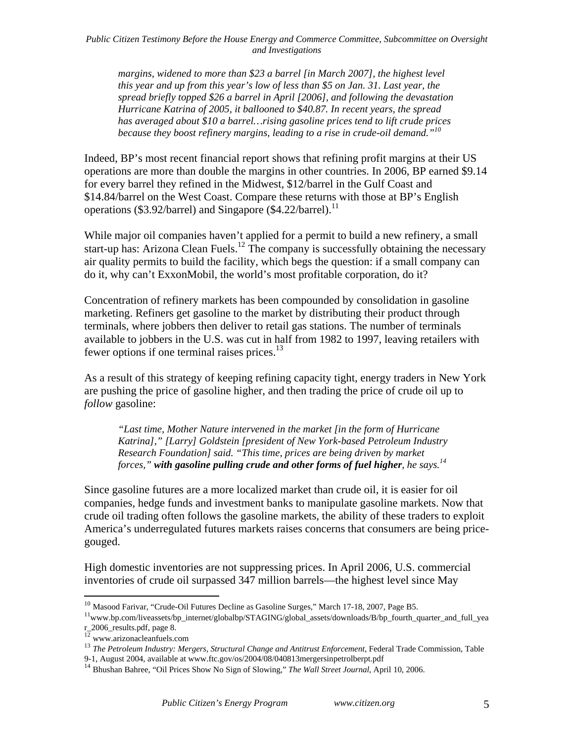> *margins, widened to more than $23 a barrel [in March 2007], the highest level this year and up from this year's low of less than $5 on Jan. 31. Last year, the spread briefly topped $26 a barrel in April [2006], and following the devastation Hurricane Katrina of 2005, it ballooned to $40.87. In recent years, the spread has averaged about $10 a barrel…rising gasoline prices tend to lift crude prices because they boost refinery margins, leading to a rise in crude-oil demand."*[10]

Indeed, BP's most recent financial report shows that refining profit margins at their US operations are more than double the margins in other countries. In 2006, BP earned $9.14 for every barrel they refined in the Midwest, $12/barrel in the Gulf Coast and $14.84/barrel on the West Coast. Compare these returns with those at BP's English operations ($3.92/barrel) and Singapore ($4.22/barrel).[11]

While major oil companies haven't applied for a permit to build a new refinery, a small start-up has: Arizona Clean Fuels.[12] The company is successfully obtaining the necessary air quality permits to build the facility, which begs the question: if a small company can do it, why can't ExxonMobil, the world's most profitable corporation, do it?

Concentration of refinery markets has been compounded by consolidation in gasoline marketing. Refiners get gasoline to the market by distributing their product through terminals, where jobbers then deliver to retail gas stations. The number of terminals available to jobbers in the U.S. was cut in half from 1982 to 1997, leaving retailers with fewer options if one terminal raises prices.[13]

As a result of this strategy of keeping refining capacity tight, energy traders in New York are pushing the price of gasoline higher, and then trading the price of crude oil up to *follow* gasoline:

> *"Last time, Mother Nature intervened in the market [in the form of Hurricane Katrina]," [Larry] Goldstein [president of New York-based Petroleum Industry Research Foundation] said. "This time, prices are being driven by market forces," **with gasoline pulling crude and other forms of fuel higher**, he says.*[14]

Since gasoline futures are a more localized market than crude oil, it is easier for oil companies, hedge funds and investment banks to manipulate gasoline markets. Now that crude oil trading often follows the gasoline markets, the ability of these traders to exploit America's underregulated futures markets raises concerns that consumers are being price-gouged.

High domestic inventories are not suppressing prices. In April 2006, U.S. commercial inventories of crude oil surpassed 347 million barrels—the highest level since May

---

[10] Masood Farivar, "Crude-Oil Futures Decline as Gasoline Surges," March 17-18, 2007, Page B5.

[11] www.bp.com/liveassets/bp_internet/globalbp/STAGING/global_assets/downloads/B/bp_fourth_quarter_and_full_year_2006_results.pdf, page 8.

[12] www.arizonacleanfuels.com

[13] *The Petroleum Industry: Mergers, Structural Change and Antitrust Enforcement*, Federal Trade Commission, Table 9-1, August 2004, available at www.ftc.gov/os/2004/08/040813mergersinpetrolberpt.pdf

[14] Bhushan Bahree, "Oil Prices Show No Sign of Slowing," *The Wall Street Journal*, April 10, 2006.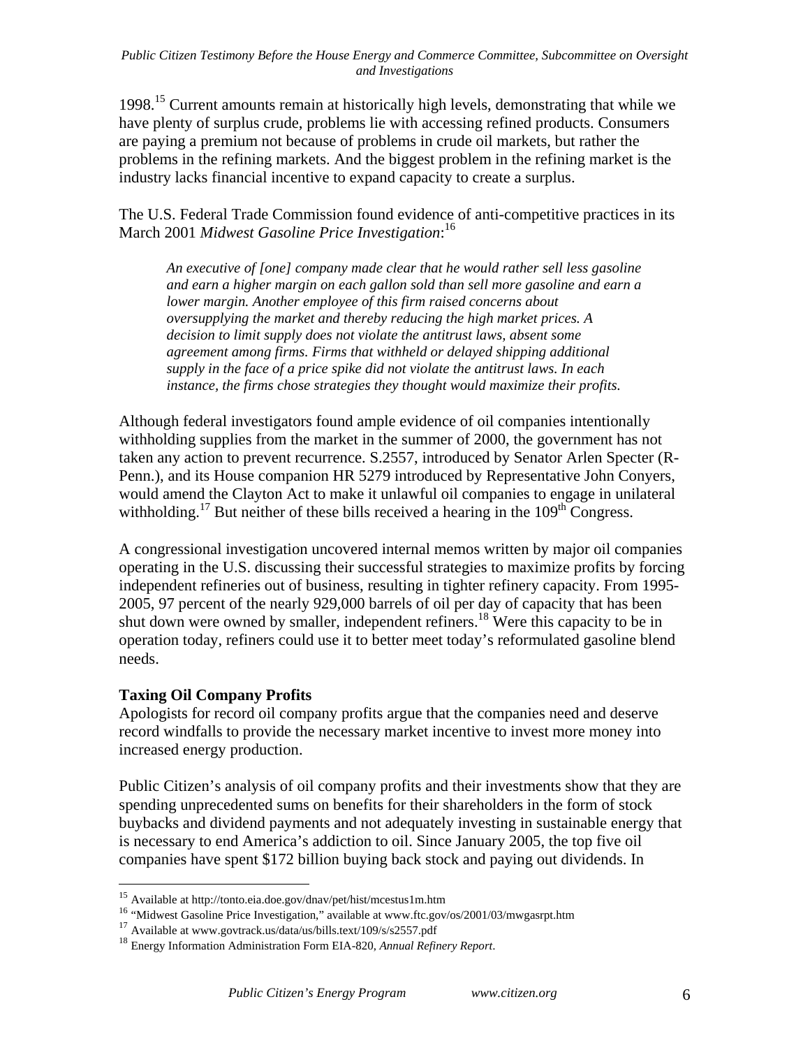1998.[15] Current amounts remain at historically high levels, demonstrating that while we have plenty of surplus crude, problems lie with accessing refined products. Consumers are paying a premium not because of problems in crude oil markets, but rather the problems in the refining markets. And the biggest problem in the refining market is the industry lacks financial incentive to expand capacity to create a surplus.

The U.S. Federal Trade Commission found evidence of anti-competitive practices in its March 2001 *Midwest Gasoline Price Investigation*:[16]

> *An executive of [one] company made clear that he would rather sell less gasoline and earn a higher margin on each gallon sold than sell more gasoline and earn a lower margin. Another employee of this firm raised concerns about oversupplying the market and thereby reducing the high market prices. A decision to limit supply does not violate the antitrust laws, absent some agreement among firms. Firms that withheld or delayed shipping additional supply in the face of a price spike did not violate the antitrust laws. In each instance, the firms chose strategies they thought would maximize their profits.*

Although federal investigators found ample evidence of oil companies intentionally withholding supplies from the market in the summer of 2000, the government has not taken any action to prevent recurrence. S.2557, introduced by Senator Arlen Specter (R-Penn.), and its House companion HR 5279 introduced by Representative John Conyers, would amend the Clayton Act to make it unlawful oil companies to engage in unilateral withholding.[17] But neither of these bills received a hearing in the 109th Congress.

A congressional investigation uncovered internal memos written by major oil companies operating in the U.S. discussing their successful strategies to maximize profits by forcing independent refineries out of business, resulting in tighter refinery capacity. From 1995-2005, 97 percent of the nearly 929,000 barrels of oil per day of capacity that has been shut down were owned by smaller, independent refiners.[18] Were this capacity to be in operation today, refiners could use it to better meet today's reformulated gasoline blend needs.

**Taxing Oil Company Profits**

Apologists for record oil company profits argue that the companies need and deserve record windfalls to provide the necessary market incentive to invest more money into increased energy production.

Public Citizen's analysis of oil company profits and their investments show that they are spending unprecedented sums on benefits for their shareholders in the form of stock buybacks and dividend payments and not adequately investing in sustainable energy that is necessary to end America's addiction to oil. Since January 2005, the top five oil companies have spent $172 billion buying back stock and paying out dividends. In

---

[15] Available at http://tonto.eia.doe.gov/dnav/pet/hist/mcestus1m.htm

[16] "Midwest Gasoline Price Investigation," available at www.ftc.gov/os/2001/03/mwgasrpt.htm

[17] Available at www.govtrack.us/data/us/bills.text/109/s/s2557.pdf

[18] Energy Information Administration Form EIA-820, *Annual Refinery Report*.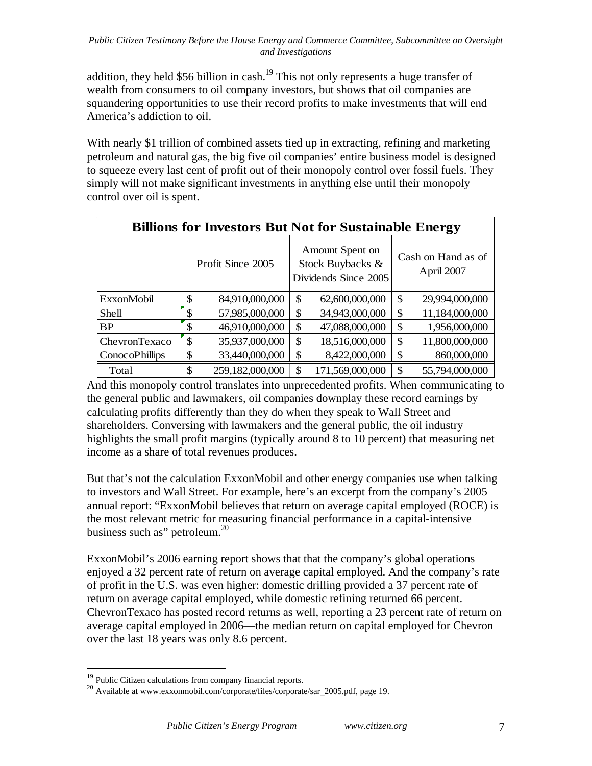addition, they held $56 billion in cash.[19] This not only represents a huge transfer of wealth from consumers to oil company investors, but shows that oil companies are squandering opportunities to use their record profits to make investments that will end America's addiction to oil.

With nearly $1 trillion of combined assets tied up in extracting, refining and marketing petroleum and natural gas, the big five oil companies' entire business model is designed to squeeze every last cent of profit out of their monopoly control over fossil fuels. They simply will not make significant investments in anything else until their monopoly control over oil is spent.

| Billions for Investors But Not for Sustainable Energy | | | |
|---|---|---|---|
| | Profit Since 2005 | Amount Spent on Stock Buybacks & Dividends Since 2005 | Cash on Hand as of April 2007 |
| ExxonMobil | $ 84,910,000,000 | $ 62,600,000,000 | $ 29,994,000,000 |
| Shell | $ 57,985,000,000 | $ 34,943,000,000 | $ 11,184,000,000 |
| BP | $ 46,910,000,000 | $ 47,088,000,000 | $ 1,956,000,000 |
| ChevronTexaco | $ 35,937,000,000 | $ 18,516,000,000 | $ 11,800,000,000 |
| ConocoPhillips | $ 33,440,000,000 | $ 8,422,000,000 | $ 860,000,000 |
| Total | $ 259,182,000,000 | $ 171,569,000,000 | $ 55,794,000,000 |

And this monopoly control translates into unprecedented profits. When communicating to the general public and lawmakers, oil companies downplay these record earnings by calculating profits differently than they do when they speak to Wall Street and shareholders. Conversing with lawmakers and the general public, the oil industry highlights the small profit margins (typically around 8 to 10 percent) that measuring net income as a share of total revenues produces.

But that's not the calculation ExxonMobil and other energy companies use when talking to investors and Wall Street. For example, here's an excerpt from the company's 2005 annual report: "ExxonMobil believes that return on average capital employed (ROCE) is the most relevant metric for measuring financial performance in a capital-intensive business such as" petroleum.[20]

ExxonMobil's 2006 earning report shows that that the company's global operations enjoyed a 32 percent rate of return on average capital employed. And the company's rate of profit in the U.S. was even higher: domestic drilling provided a 37 percent rate of return on average capital employed, while domestic refining returned 66 percent. ChevronTexaco has posted record returns as well, reporting a 23 percent rate of return on average capital employed in 2006—the median return on capital employed for Chevron over the last 18 years was only 8.6 percent.

---

[19] Public Citizen calculations from company financial reports.

[20] Available at www.exxonmobil.com/corporate/files/corporate/sar_2005.pdf, page 19.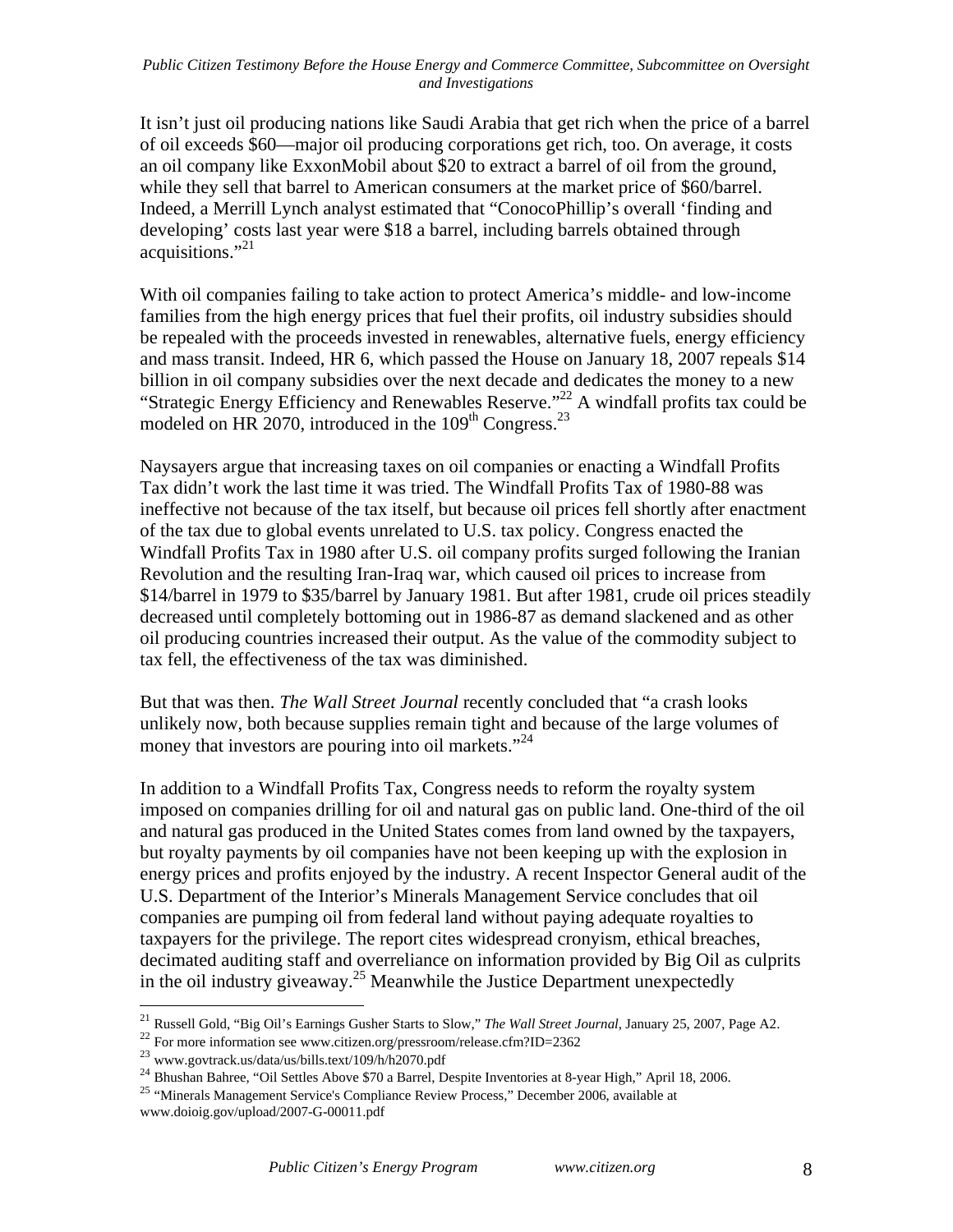It isn't just oil producing nations like Saudi Arabia that get rich when the price of a barrel of oil exceeds $60—major oil producing corporations get rich, too. On average, it costs an oil company like ExxonMobil about $20 to extract a barrel of oil from the ground, while they sell that barrel to American consumers at the market price of $60/barrel. Indeed, a Merrill Lynch analyst estimated that "ConocoPhillip's overall 'finding and developing' costs last year were $18 a barrel, including barrels obtained through acquisitions."[21]

With oil companies failing to take action to protect America's middle- and low-income families from the high energy prices that fuel their profits, oil industry subsidies should be repealed with the proceeds invested in renewables, alternative fuels, energy efficiency and mass transit. Indeed, HR 6, which passed the House on January 18, 2007 repeals $14 billion in oil company subsidies over the next decade and dedicates the money to a new "Strategic Energy Efficiency and Renewables Reserve."[22] A windfall profits tax could be modeled on HR 2070, introduced in the 109[th] Congress.[23]

Naysayers argue that increasing taxes on oil companies or enacting a Windfall Profits Tax didn't work the last time it was tried. The Windfall Profits Tax of 1980-88 was ineffective not because of the tax itself, but because oil prices fell shortly after enactment of the tax due to global events unrelated to U.S. tax policy. Congress enacted the Windfall Profits Tax in 1980 after U.S. oil company profits surged following the Iranian Revolution and the resulting Iran-Iraq war, which caused oil prices to increase from $14/barrel in 1979 to $35/barrel by January 1981. But after 1981, crude oil prices steadily decreased until completely bottoming out in 1986-87 as demand slackened and as other oil producing countries increased their output. As the value of the commodity subject to tax fell, the effectiveness of the tax was diminished.

But that was then. *The Wall Street Journal* recently concluded that "a crash looks unlikely now, both because supplies remain tight and because of the large volumes of money that investors are pouring into oil markets."[24]

In addition to a Windfall Profits Tax, Congress needs to reform the royalty system imposed on companies drilling for oil and natural gas on public land. One-third of the oil and natural gas produced in the United States comes from land owned by the taxpayers, but royalty payments by oil companies have not been keeping up with the explosion in energy prices and profits enjoyed by the industry. A recent Inspector General audit of the U.S. Department of the Interior's Minerals Management Service concludes that oil companies are pumping oil from federal land without paying adequate royalties to taxpayers for the privilege. The report cites widespread cronyism, ethical breaches, decimated auditing staff and overreliance on information provided by Big Oil as culprits in the oil industry giveaway.[25] Meanwhile the Justice Department unexpectedly

---

[21] Russell Gold, "Big Oil's Earnings Gusher Starts to Slow," *The Wall Street Journal*, January 25, 2007, Page A2.

[22] For more information see www.citizen.org/pressroom/release.cfm?ID=2362

[23] www.govtrack.us/data/us/bills.text/109/h/h2070.pdf

[24] Bhushan Bahree, "Oil Settles Above $70 a Barrel, Despite Inventories at 8-year High," April 18, 2006.

[25] "Minerals Management Service's Compliance Review Process," December 2006, available at www.doioig.gov/upload/2007-G-00011.pdf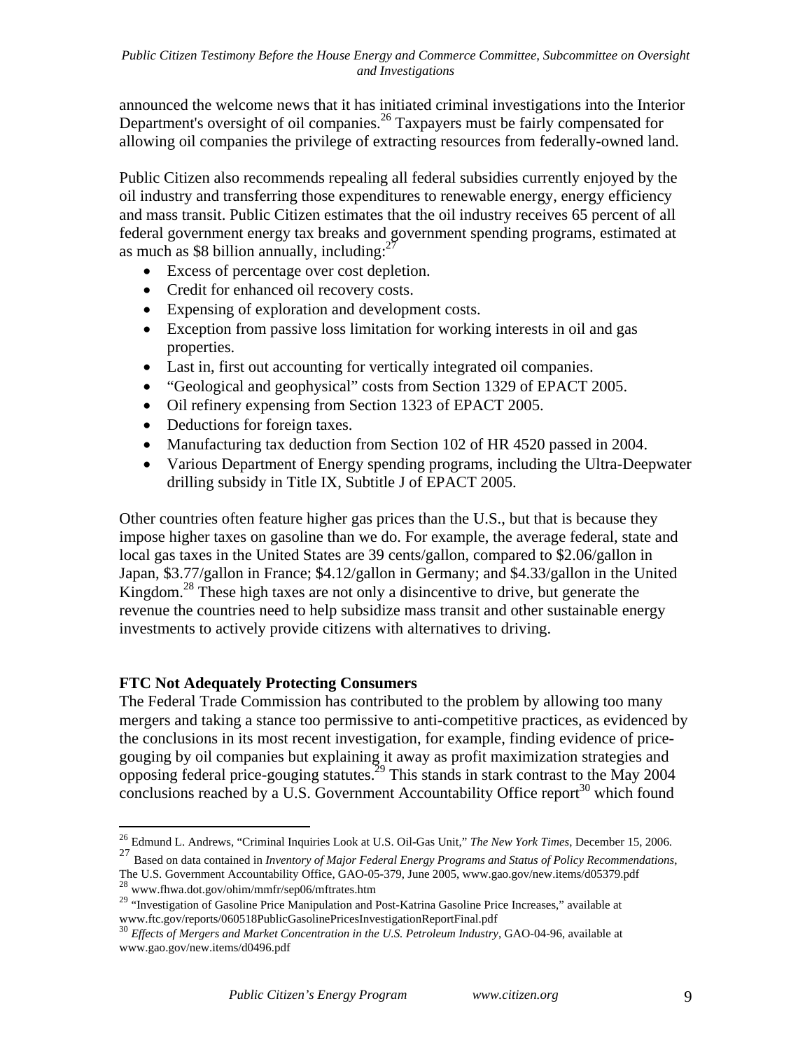announced the welcome news that it has initiated criminal investigations into the Interior Department's oversight of oil companies.[26] Taxpayers must be fairly compensated for allowing oil companies the privilege of extracting resources from federally-owned land.

Public Citizen also recommends repealing all federal subsidies currently enjoyed by the oil industry and transferring those expenditures to renewable energy, energy efficiency and mass transit. Public Citizen estimates that the oil industry receives 65 percent of all federal government energy tax breaks and government spending programs, estimated at as much as $8 billion annually, including:[27]

- Excess of percentage over cost depletion.
- Credit for enhanced oil recovery costs.
- Expensing of exploration and development costs.
- Exception from passive loss limitation for working interests in oil and gas properties.
- Last in, first out accounting for vertically integrated oil companies.
- "Geological and geophysical" costs from Section 1329 of EPACT 2005.
- Oil refinery expensing from Section 1323 of EPACT 2005.
- Deductions for foreign taxes.
- Manufacturing tax deduction from Section 102 of HR 4520 passed in 2004.
- Various Department of Energy spending programs, including the Ultra-Deepwater drilling subsidy in Title IX, Subtitle J of EPACT 2005.

Other countries often feature higher gas prices than the U.S., but that is because they impose higher taxes on gasoline than we do. For example, the average federal, state and local gas taxes in the United States are 39 cents/gallon, compared to $2.06/gallon in Japan, $3.77/gallon in France; $4.12/gallon in Germany; and $4.33/gallon in the United Kingdom.[28] These high taxes are not only a disincentive to drive, but generate the revenue the countries need to help subsidize mass transit and other sustainable energy investments to actively provide citizens with alternatives to driving.

**FTC Not Adequately Protecting Consumers**

The Federal Trade Commission has contributed to the problem by allowing too many mergers and taking a stance too permissive to anti-competitive practices, as evidenced by the conclusions in its most recent investigation, for example, finding evidence of price-gouging by oil companies but explaining it away as profit maximization strategies and opposing federal price-gouging statutes.[29] This stands in stark contrast to the May 2004 conclusions reached by a U.S. Government Accountability Office report[30] which found

---

[26] Edmund L. Andrews, "Criminal Inquiries Look at U.S. Oil-Gas Unit," *The New York Times*, December 15, 2006.

[27] Based on data contained in *Inventory of Major Federal Energy Programs and Status of Policy Recommendations*, The U.S. Government Accountability Office, GAO-05-379, June 2005, www.gao.gov/new.items/d05379.pdf

[28] www.fhwa.dot.gov/ohim/mmfr/sep06/mftrates.htm

[29] "Investigation of Gasoline Price Manipulation and Post-Katrina Gasoline Price Increases," available at www.ftc.gov/reports/060518PublicGasolinePricesInvestigationReportFinal.pdf

[30] *Effects of Mergers and Market Concentration in the U.S. Petroleum Industry*, GAO-04-96, available at www.gao.gov/new.items/d0496.pdf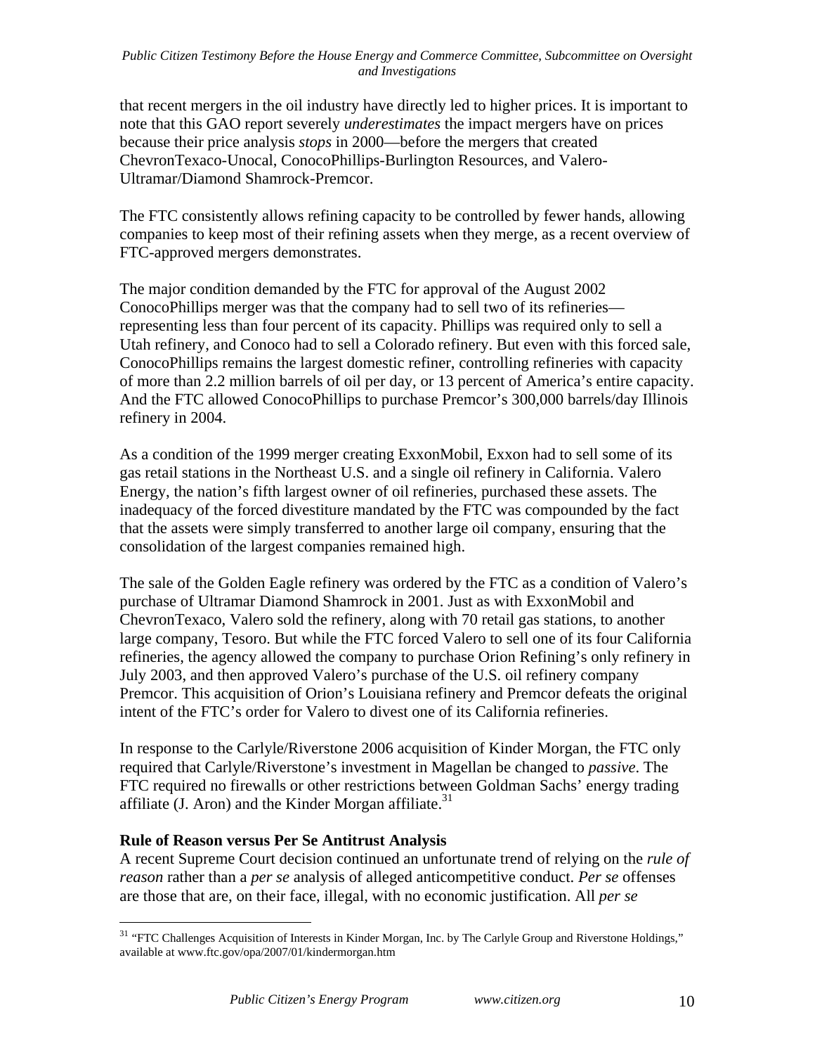that recent mergers in the oil industry have directly led to higher prices. It is important to note that this GAO report severely *underestimates* the impact mergers have on prices because their price analysis *stops* in 2000—before the mergers that created ChevronTexaco-Unocal, ConocoPhillips-Burlington Resources, and Valero-Ultramar/Diamond Shamrock-Premcor.

The FTC consistently allows refining capacity to be controlled by fewer hands, allowing companies to keep most of their refining assets when they merge, as a recent overview of FTC-approved mergers demonstrates.

The major condition demanded by the FTC for approval of the August 2002 ConocoPhillips merger was that the company had to sell two of its refineries—representing less than four percent of its capacity. Phillips was required only to sell a Utah refinery, and Conoco had to sell a Colorado refinery. But even with this forced sale, ConocoPhillips remains the largest domestic refiner, controlling refineries with capacity of more than 2.2 million barrels of oil per day, or 13 percent of America's entire capacity. And the FTC allowed ConocoPhillips to purchase Premcor's 300,000 barrels/day Illinois refinery in 2004.

As a condition of the 1999 merger creating ExxonMobil, Exxon had to sell some of its gas retail stations in the Northeast U.S. and a single oil refinery in California. Valero Energy, the nation's fifth largest owner of oil refineries, purchased these assets. The inadequacy of the forced divestiture mandated by the FTC was compounded by the fact that the assets were simply transferred to another large oil company, ensuring that the consolidation of the largest companies remained high.

The sale of the Golden Eagle refinery was ordered by the FTC as a condition of Valero's purchase of Ultramar Diamond Shamrock in 2001. Just as with ExxonMobil and ChevronTexaco, Valero sold the refinery, along with 70 retail gas stations, to another large company, Tesoro. But while the FTC forced Valero to sell one of its four California refineries, the agency allowed the company to purchase Orion Refining's only refinery in July 2003, and then approved Valero's purchase of the U.S. oil refinery company Premcor. This acquisition of Orion's Louisiana refinery and Premcor defeats the original intent of the FTC's order for Valero to divest one of its California refineries.

In response to the Carlyle/Riverstone 2006 acquisition of Kinder Morgan, the FTC only required that Carlyle/Riverstone's investment in Magellan be changed to *passive*. The FTC required no firewalls or other restrictions between Goldman Sachs' energy trading affiliate (J. Aron) and the Kinder Morgan affiliate.[31]

### Rule of Reason versus Per Se Antitrust Analysis

A recent Supreme Court decision continued an unfortunate trend of relying on the *rule of reason* rather than a *per se* analysis of alleged anticompetitive conduct. *Per se* offenses are those that are, on their face, illegal, with no economic justification. All *per se*

[31] "FTC Challenges Acquisition of Interests in Kinder Morgan, Inc. by The Carlyle Group and Riverstone Holdings," available at www.ftc.gov/opa/2007/01/kindermorgan.htm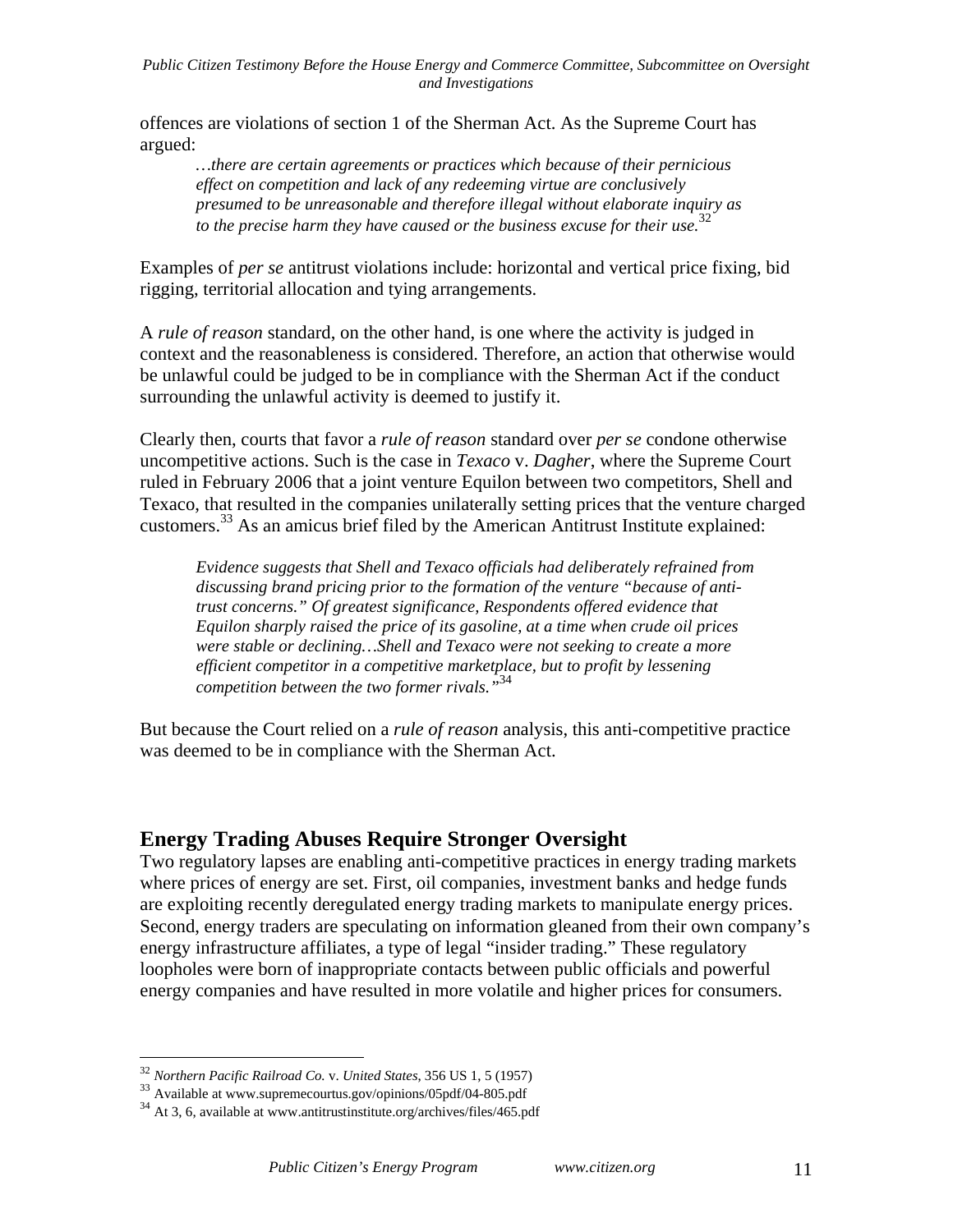offences are violations of section 1 of the Sherman Act. As the Supreme Court has argued:

> *…there are certain agreements or practices which because of their pernicious effect on competition and lack of any redeeming virtue are conclusively presumed to be unreasonable and therefore illegal without elaborate inquiry as to the precise harm they have caused or the business excuse for their use.*[32]

Examples of *per se* antitrust violations include: horizontal and vertical price fixing, bid rigging, territorial allocation and tying arrangements.

A *rule of reason* standard, on the other hand, is one where the activity is judged in context and the reasonableness is considered. Therefore, an action that otherwise would be unlawful could be judged to be in compliance with the Sherman Act if the conduct surrounding the unlawful activity is deemed to justify it.

Clearly then, courts that favor a *rule of reason* standard over *per se* condone otherwise uncompetitive actions. Such is the case in *Texaco* v. *Dagher*, where the Supreme Court ruled in February 2006 that a joint venture Equilon between two competitors, Shell and Texaco, that resulted in the companies unilaterally setting prices that the venture charged customers.[33] As an amicus brief filed by the American Antitrust Institute explained:

> *Evidence suggests that Shell and Texaco officials had deliberately refrained from discussing brand pricing prior to the formation of the venture "because of anti-trust concerns." Of greatest significance, Respondents offered evidence that Equilon sharply raised the price of its gasoline, at a time when crude oil prices were stable or declining…Shell and Texaco were not seeking to create a more efficient competitor in a competitive marketplace, but to profit by lessening competition between the two former rivals."*[34]

But because the Court relied on a *rule of reason* analysis, this anti-competitive practice was deemed to be in compliance with the Sherman Act.

## Energy Trading Abuses Require Stronger Oversight

Two regulatory lapses are enabling anti-competitive practices in energy trading markets where prices of energy are set. First, oil companies, investment banks and hedge funds are exploiting recently deregulated energy trading markets to manipulate energy prices. Second, energy traders are speculating on information gleaned from their own company's energy infrastructure affiliates, a type of legal "insider trading." These regulatory loopholes were born of inappropriate contacts between public officials and powerful energy companies and have resulted in more volatile and higher prices for consumers.

---

[32] *Northern Pacific Railroad Co.* v. *United States*, 356 US 1, 5 (1957)

[33] Available at www.supremecourtus.gov/opinions/05pdf/04-805.pdf

[34] At 3, 6, available at www.antitrustinstitute.org/archives/files/465.pdf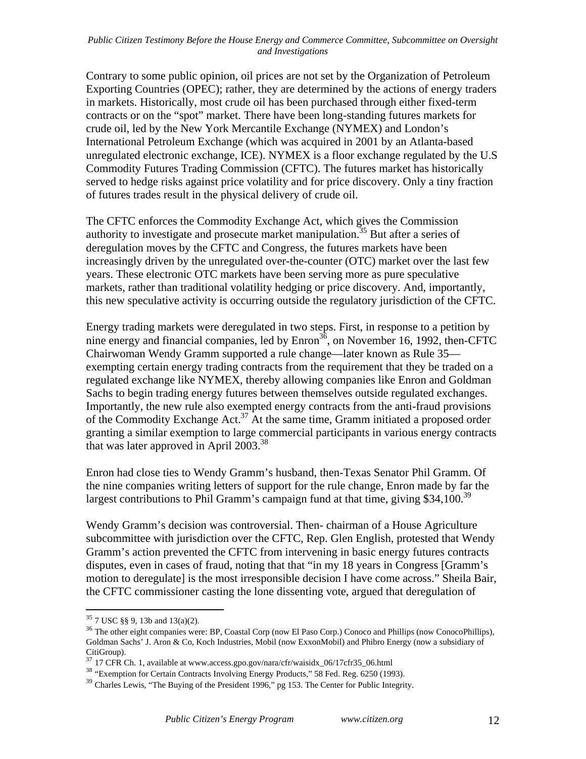Contrary to some public opinion, oil prices are not set by the Organization of Petroleum Exporting Countries (OPEC); rather, they are determined by the actions of energy traders in markets. Historically, most crude oil has been purchased through either fixed-term contracts or on the "spot" market. There have been long-standing futures markets for crude oil, led by the New York Mercantile Exchange (NYMEX) and London's International Petroleum Exchange (which was acquired in 2001 by an Atlanta-based unregulated electronic exchange, ICE). NYMEX is a floor exchange regulated by the U.S Commodity Futures Trading Commission (CFTC). The futures market has historically served to hedge risks against price volatility and for price discovery. Only a tiny fraction of futures trades result in the physical delivery of crude oil.

The CFTC enforces the Commodity Exchange Act, which gives the Commission authority to investigate and prosecute market manipulation.[35] But after a series of deregulation moves by the CFTC and Congress, the futures markets have been increasingly driven by the unregulated over-the-counter (OTC) market over the last few years. These electronic OTC markets have been serving more as pure speculative markets, rather than traditional volatility hedging or price discovery. And, importantly, this new speculative activity is occurring outside the regulatory jurisdiction of the CFTC.

Energy trading markets were deregulated in two steps. First, in response to a petition by nine energy and financial companies, led by Enron[36], on November 16, 1992, then-CFTC Chairwoman Wendy Gramm supported a rule change—later known as Rule 35—exempting certain energy trading contracts from the requirement that they be traded on a regulated exchange like NYMEX, thereby allowing companies like Enron and Goldman Sachs to begin trading energy futures between themselves outside regulated exchanges. Importantly, the new rule also exempted energy contracts from the anti-fraud provisions of the Commodity Exchange Act.[37] At the same time, Gramm initiated a proposed order granting a similar exemption to large commercial participants in various energy contracts that was later approved in April 2003.[38]

Enron had close ties to Wendy Gramm's husband, then-Texas Senator Phil Gramm. Of the nine companies writing letters of support for the rule change, Enron made by far the largest contributions to Phil Gramm's campaign fund at that time, giving $34,100.[39]

Wendy Gramm's decision was controversial. Then- chairman of a House Agriculture subcommittee with jurisdiction over the CFTC, Rep. Glen English, protested that Wendy Gramm's action prevented the CFTC from intervening in basic energy futures contracts disputes, even in cases of fraud, noting that that "in my 18 years in Congress [Gramm's motion to deregulate] is the most irresponsible decision I have come across." Sheila Bair, the CFTC commissioner casting the lone dissenting vote, argued that deregulation of

---

[35] 7 USC §§ 9, 13b and 13(a)(2).

[36] The other eight companies were: BP, Coastal Corp (now El Paso Corp.) Conoco and Phillips (now ConocoPhillips), Goldman Sachs' J. Aron & Co, Koch Industries, Mobil (now ExxonMobil) and Phibro Energy (now a subsidiary of CitiGroup).

[37] 17 CFR Ch. 1, available at www.access.gpo.gov/nara/cfr/waisidx_06/17cfr35_06.html

[38] "Exemption for Certain Contracts Involving Energy Products," 58 Fed. Reg. 6250 (1993).

[39] Charles Lewis, "The Buying of the President 1996," pg 153. The Center for Public Integrity.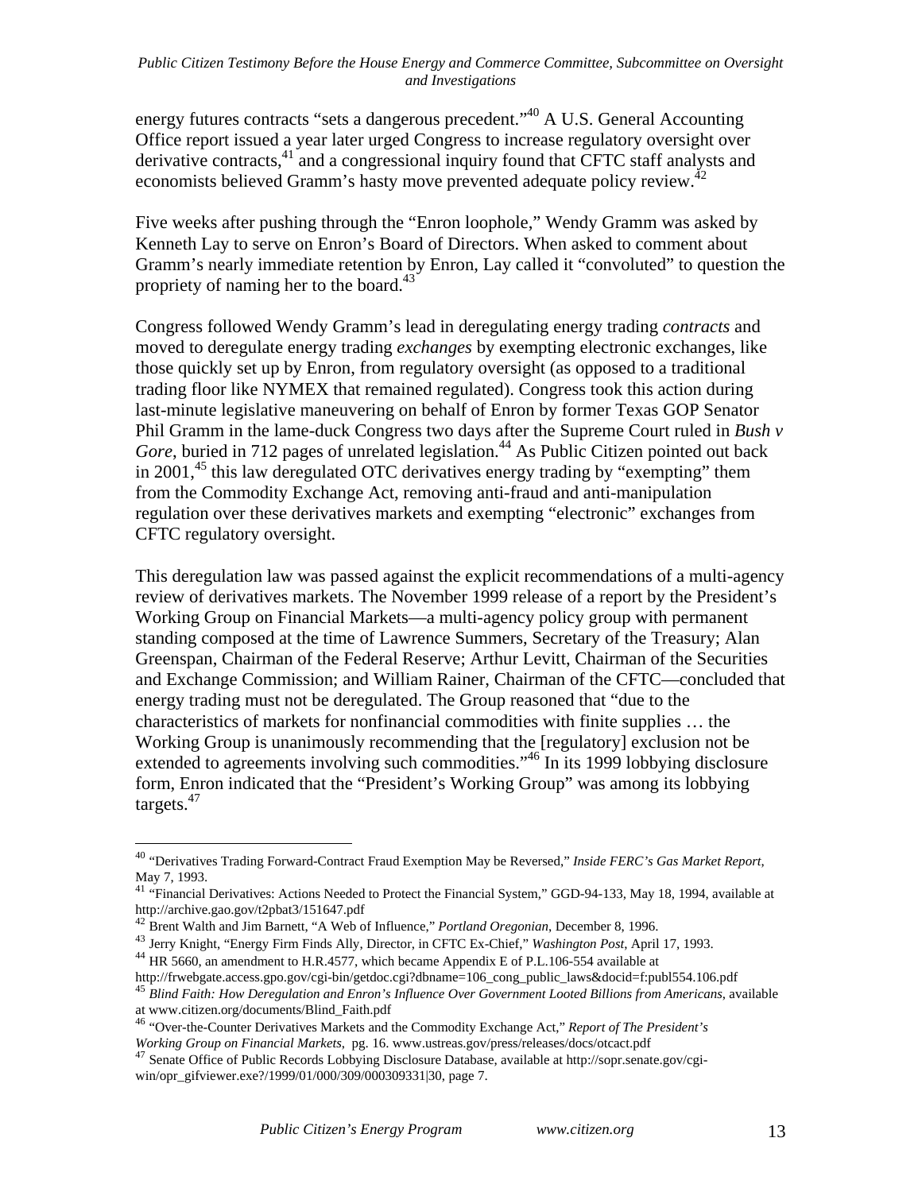energy futures contracts "sets a dangerous precedent."[40] A U.S. General Accounting Office report issued a year later urged Congress to increase regulatory oversight over derivative contracts,[41] and a congressional inquiry found that CFTC staff analysts and economists believed Gramm's hasty move prevented adequate policy review.[42]

Five weeks after pushing through the "Enron loophole," Wendy Gramm was asked by Kenneth Lay to serve on Enron's Board of Directors. When asked to comment about Gramm's nearly immediate retention by Enron, Lay called it "convoluted" to question the propriety of naming her to the board.[43]

Congress followed Wendy Gramm's lead in deregulating energy trading *contracts* and moved to deregulate energy trading *exchanges* by exempting electronic exchanges, like those quickly set up by Enron, from regulatory oversight (as opposed to a traditional trading floor like NYMEX that remained regulated). Congress took this action during last-minute legislative maneuvering on behalf of Enron by former Texas GOP Senator Phil Gramm in the lame-duck Congress two days after the Supreme Court ruled in *Bush v Gore*, buried in 712 pages of unrelated legislation.[44] As Public Citizen pointed out back in 2001,[45] this law deregulated OTC derivatives energy trading by "exempting" them from the Commodity Exchange Act, removing anti-fraud and anti-manipulation regulation over these derivatives markets and exempting "electronic" exchanges from CFTC regulatory oversight.

This deregulation law was passed against the explicit recommendations of a multi-agency review of derivatives markets. The November 1999 release of a report by the President's Working Group on Financial Markets—a multi-agency policy group with permanent standing composed at the time of Lawrence Summers, Secretary of the Treasury; Alan Greenspan, Chairman of the Federal Reserve; Arthur Levitt, Chairman of the Securities and Exchange Commission; and William Rainer, Chairman of the CFTC—concluded that energy trading must not be deregulated. The Group reasoned that "due to the characteristics of markets for nonfinancial commodities with finite supplies … the Working Group is unanimously recommending that the [regulatory] exclusion not be extended to agreements involving such commodities."[46] In its 1999 lobbying disclosure form, Enron indicated that the "President's Working Group" was among its lobbying targets.[47]

---

[40] "Derivatives Trading Forward-Contract Fraud Exemption May be Reversed," *Inside FERC's Gas Market Report*, May 7, 1993.

[41] "Financial Derivatives: Actions Needed to Protect the Financial System," GGD-94-133, May 18, 1994, available at http://archive.gao.gov/t2pbat3/151647.pdf

[42] Brent Walth and Jim Barnett, "A Web of Influence," *Portland Oregonian*, December 8, 1996.

[43] Jerry Knight, "Energy Firm Finds Ally, Director, in CFTC Ex-Chief," *Washington Post*, April 17, 1993.

[44] HR 5660, an amendment to H.R.4577, which became Appendix E of P.L.106-554 available at http://frwebgate.access.gpo.gov/cgi-bin/getdoc.cgi?dbname=106_cong_public_laws&docid=f:publ554.106.pdf

[45] *Blind Faith: How Deregulation and Enron's Influence Over Government Looted Billions from Americans*, available at www.citizen.org/documents/Blind_Faith.pdf

[46] "Over-the-Counter Derivatives Markets and the Commodity Exchange Act," *Report of The President's Working Group on Financial Markets*, pg. 16. www.ustreas.gov/press/releases/docs/otcact.pdf

[47] Senate Office of Public Records Lobbying Disclosure Database, available at http://sopr.senate.gov/cgi-win/opr_gifviewer.exe?/1999/01/000/309/000309331|30, page 7.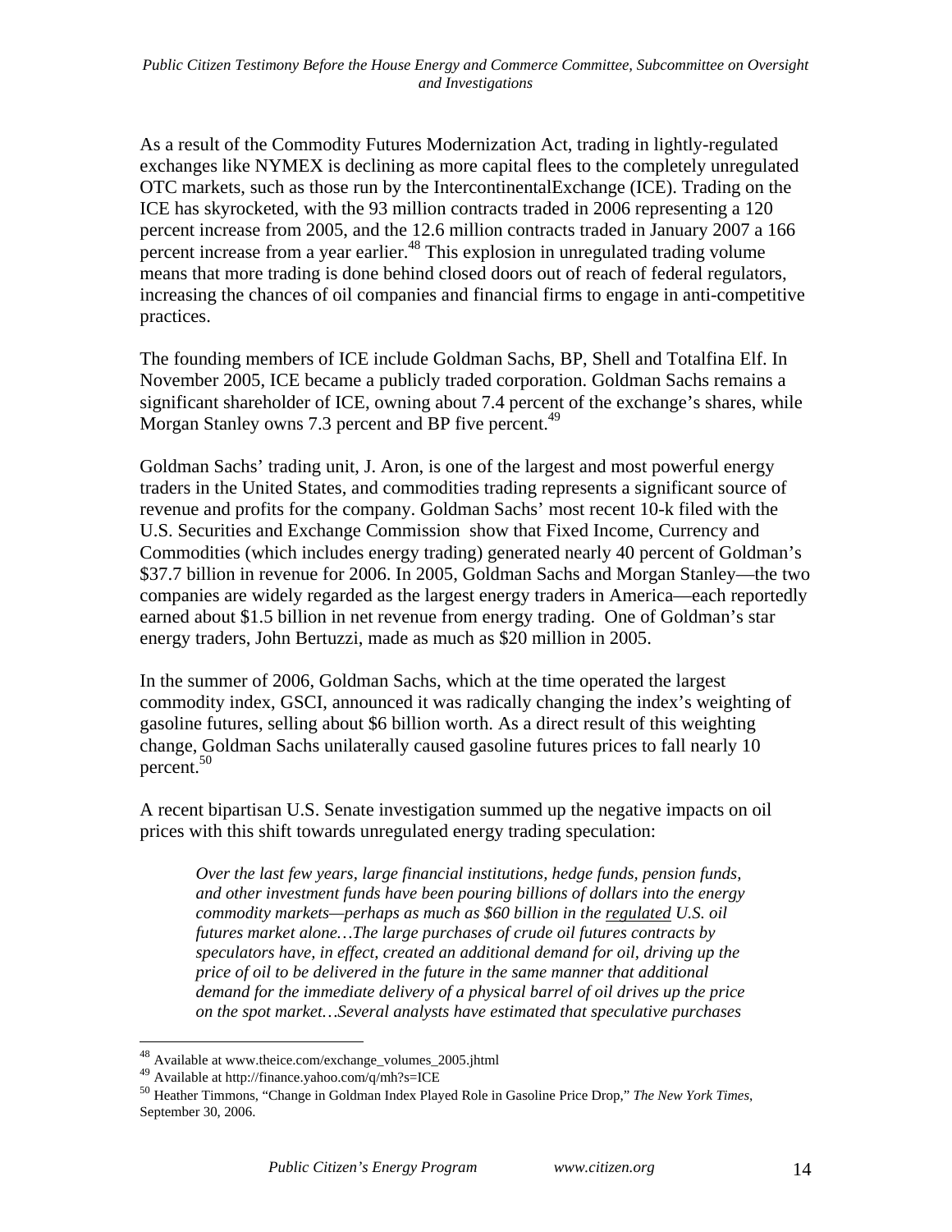As a result of the Commodity Futures Modernization Act, trading in lightly-regulated exchanges like NYMEX is declining as more capital flees to the completely unregulated OTC markets, such as those run by the IntercontinentalExchange (ICE). Trading on the ICE has skyrocketed, with the 93 million contracts traded in 2006 representing a 120 percent increase from 2005, and the 12.6 million contracts traded in January 2007 a 166 percent increase from a year earlier.[48] This explosion in unregulated trading volume means that more trading is done behind closed doors out of reach of federal regulators, increasing the chances of oil companies and financial firms to engage in anti-competitive practices.

The founding members of ICE include Goldman Sachs, BP, Shell and Totalfina Elf. In November 2005, ICE became a publicly traded corporation. Goldman Sachs remains a significant shareholder of ICE, owning about 7.4 percent of the exchange's shares, while Morgan Stanley owns 7.3 percent and BP five percent.[49]

Goldman Sachs' trading unit, J. Aron, is one of the largest and most powerful energy traders in the United States, and commodities trading represents a significant source of revenue and profits for the company. Goldman Sachs' most recent 10-k filed with the U.S. Securities and Exchange Commission show that Fixed Income, Currency and Commodities (which includes energy trading) generated nearly 40 percent of Goldman's $37.7 billion in revenue for 2006. In 2005, Goldman Sachs and Morgan Stanley—the two companies are widely regarded as the largest energy traders in America—each reportedly earned about $1.5 billion in net revenue from energy trading. One of Goldman's star energy traders, John Bertuzzi, made as much as $20 million in 2005.

In the summer of 2006, Goldman Sachs, which at the time operated the largest commodity index, GSCI, announced it was radically changing the index's weighting of gasoline futures, selling about $6 billion worth. As a direct result of this weighting change, Goldman Sachs unilaterally caused gasoline futures prices to fall nearly 10 percent.[50]

A recent bipartisan U.S. Senate investigation summed up the negative impacts on oil prices with this shift towards unregulated energy trading speculation:

> *Over the last few years, large financial institutions, hedge funds, pension funds, and other investment funds have been pouring billions of dollars into the energy commodity markets—perhaps as much as $60 billion in the <u>regulated</u> U.S. oil futures market alone…The large purchases of crude oil futures contracts by speculators have, in effect, created an additional demand for oil, driving up the price of oil to be delivered in the future in the same manner that additional demand for the immediate delivery of a physical barrel of oil drives up the price on the spot market…Several analysts have estimated that speculative purchases*

---

[48] Available at www.theice.com/exchange_volumes_2005.jhtml

[49] Available at http://finance.yahoo.com/q/mh?s=ICE

[50] Heather Timmons, "Change in Goldman Index Played Role in Gasoline Price Drop," *The New York Times*, September 30, 2006.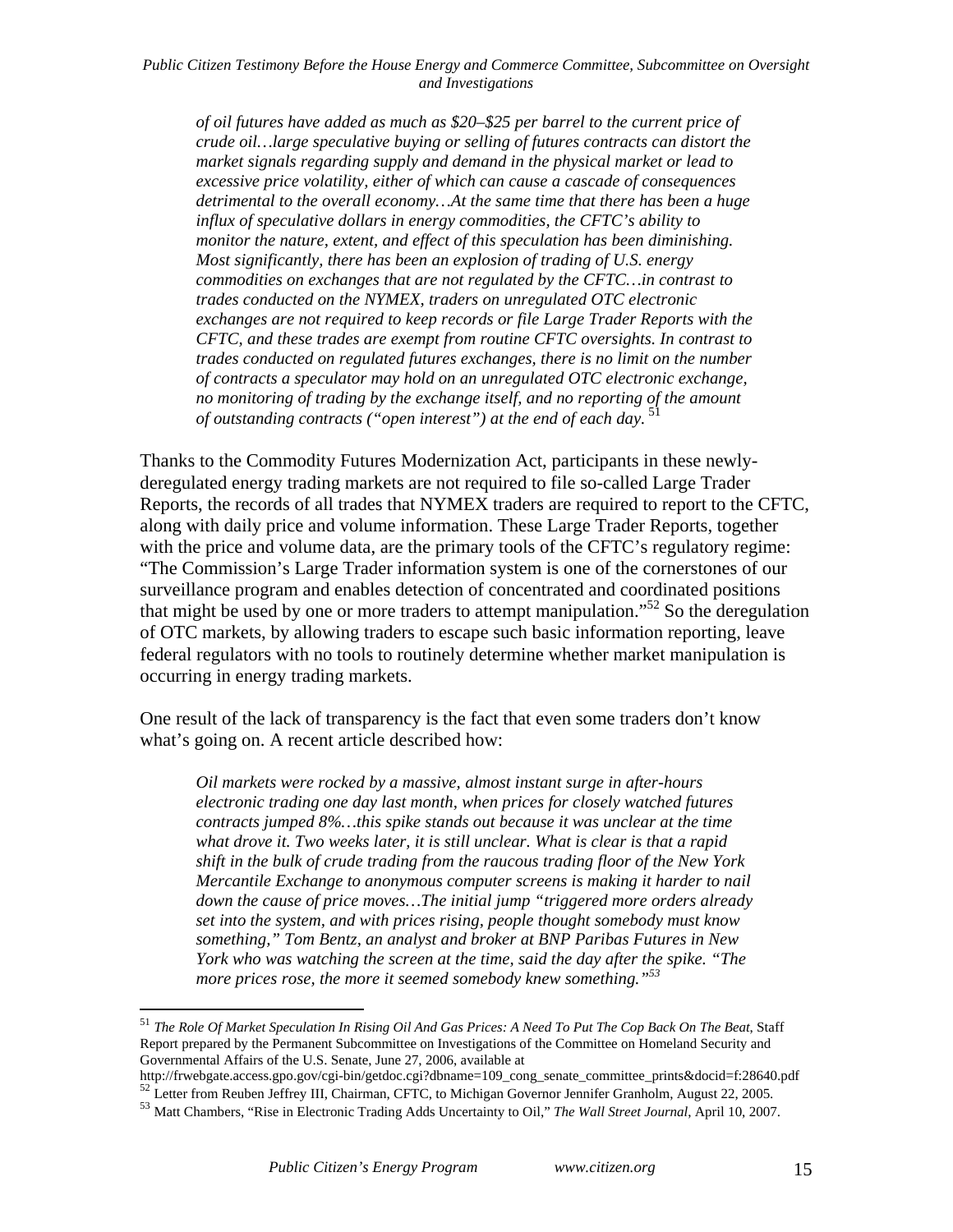> *of oil futures have added as much as $20–$25 per barrel to the current price of crude oil…large speculative buying or selling of futures contracts can distort the market signals regarding supply and demand in the physical market or lead to excessive price volatility, either of which can cause a cascade of consequences detrimental to the overall economy…At the same time that there has been a huge influx of speculative dollars in energy commodities, the CFTC's ability to monitor the nature, extent, and effect of this speculation has been diminishing. Most significantly, there has been an explosion of trading of U.S. energy commodities on exchanges that are not regulated by the CFTC…in contrast to trades conducted on the NYMEX, traders on unregulated OTC electronic exchanges are not required to keep records or file Large Trader Reports with the CFTC, and these trades are exempt from routine CFTC oversights. In contrast to trades conducted on regulated futures exchanges, there is no limit on the number of contracts a speculator may hold on an unregulated OTC electronic exchange, no monitoring of trading by the exchange itself, and no reporting of the amount of outstanding contracts ("open interest") at the end of each day.* [51]

Thanks to the Commodity Futures Modernization Act, participants in these newly-deregulated energy trading markets are not required to file so-called Large Trader Reports, the records of all trades that NYMEX traders are required to report to the CFTC, along with daily price and volume information. These Large Trader Reports, together with the price and volume data, are the primary tools of the CFTC's regulatory regime: "The Commission's Large Trader information system is one of the cornerstones of our surveillance program and enables detection of concentrated and coordinated positions that might be used by one or more traders to attempt manipulation."[52] So the deregulation of OTC markets, by allowing traders to escape such basic information reporting, leave federal regulators with no tools to routinely determine whether market manipulation is occurring in energy trading markets.

One result of the lack of transparency is the fact that even some traders don't know what's going on. A recent article described how:

> *Oil markets were rocked by a massive, almost instant surge in after-hours electronic trading one day last month, when prices for closely watched futures contracts jumped 8%…this spike stands out because it was unclear at the time what drove it. Two weeks later, it is still unclear. What is clear is that a rapid shift in the bulk of crude trading from the raucous trading floor of the New York Mercantile Exchange to anonymous computer screens is making it harder to nail down the cause of price moves…The initial jump "triggered more orders already set into the system, and with prices rising, people thought somebody must know something," Tom Bentz, an analyst and broker at BNP Paribas Futures in New York who was watching the screen at the time, said the day after the spike. "The more prices rose, the more it seemed somebody knew something."*[53]

---

[51] *The Role Of Market Speculation In Rising Oil And Gas Prices: A Need To Put The Cop Back On The Beat*, Staff Report prepared by the Permanent Subcommittee on Investigations of the Committee on Homeland Security and Governmental Affairs of the U.S. Senate, June 27, 2006, available at http://frwebgate.access.gpo.gov/cgi-bin/getdoc.cgi?dbname=109_cong_senate_committee_prints&docid=f:28640.pdf

[52] Letter from Reuben Jeffrey III, Chairman, CFTC, to Michigan Governor Jennifer Granholm, August 22, 2005.

[53] Matt Chambers, "Rise in Electronic Trading Adds Uncertainty to Oil," *The Wall Street Journal*, April 10, 2007.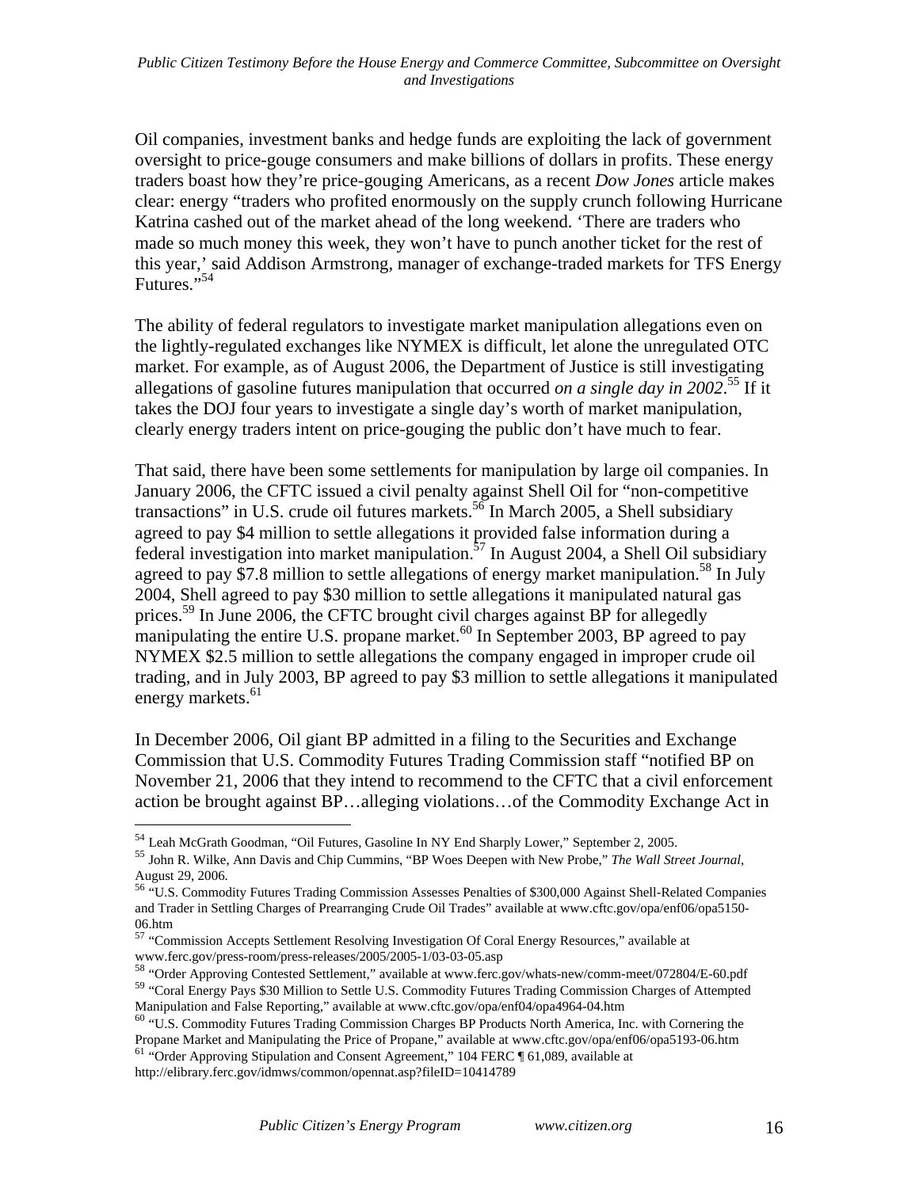Oil companies, investment banks and hedge funds are exploiting the lack of government oversight to price-gouge consumers and make billions of dollars in profits. These energy traders boast how they're price-gouging Americans, as a recent *Dow Jones* article makes clear: energy "traders who profited enormously on the supply crunch following Hurricane Katrina cashed out of the market ahead of the long weekend. 'There are traders who made so much money this week, they won't have to punch another ticket for the rest of this year,' said Addison Armstrong, manager of exchange-traded markets for TFS Energy Futures."[54]

The ability of federal regulators to investigate market manipulation allegations even on the lightly-regulated exchanges like NYMEX is difficult, let alone the unregulated OTC market. For example, as of August 2006, the Department of Justice is still investigating allegations of gasoline futures manipulation that occurred *on a single day in 2002*.[55] If it takes the DOJ four years to investigate a single day's worth of market manipulation, clearly energy traders intent on price-gouging the public don't have much to fear.

That said, there have been some settlements for manipulation by large oil companies. In January 2006, the CFTC issued a civil penalty against Shell Oil for "non-competitive transactions" in U.S. crude oil futures markets.[56] In March 2005, a Shell subsidiary agreed to pay $4 million to settle allegations it provided false information during a federal investigation into market manipulation.[57] In August 2004, a Shell Oil subsidiary agreed to pay $7.8 million to settle allegations of energy market manipulation.[58] In July 2004, Shell agreed to pay $30 million to settle allegations it manipulated natural gas prices.[59] In June 2006, the CFTC brought civil charges against BP for allegedly manipulating the entire U.S. propane market.[60] In September 2003, BP agreed to pay NYMEX $2.5 million to settle allegations the company engaged in improper crude oil trading, and in July 2003, BP agreed to pay $3 million to settle allegations it manipulated energy markets.[61]

In December 2006, Oil giant BP admitted in a filing to the Securities and Exchange Commission that U.S. Commodity Futures Trading Commission staff "notified BP on November 21, 2006 that they intend to recommend to the CFTC that a civil enforcement action be brought against BP…alleging violations…of the Commodity Exchange Act in

---

[54] Leah McGrath Goodman, "Oil Futures, Gasoline In NY End Sharply Lower," September 2, 2005.

[55] John R. Wilke, Ann Davis and Chip Cummins, "BP Woes Deepen with New Probe," *The Wall Street Journal*, August 29, 2006.

[56] "U.S. Commodity Futures Trading Commission Assesses Penalties of $300,000 Against Shell-Related Companies and Trader in Settling Charges of Prearranging Crude Oil Trades" available at www.cftc.gov/opa/enf06/opa5150-06.htm

[57] "Commission Accepts Settlement Resolving Investigation Of Coral Energy Resources," available at www.ferc.gov/press-room/press-releases/2005/2005-1/03-03-05.asp

[58] "Order Approving Contested Settlement," available at www.ferc.gov/whats-new/comm-meet/072804/E-60.pdf

[59] "Coral Energy Pays $30 Million to Settle U.S. Commodity Futures Trading Commission Charges of Attempted Manipulation and False Reporting," available at www.cftc.gov/opa/enf04/opa4964-04.htm

[60] "U.S. Commodity Futures Trading Commission Charges BP Products North America, Inc. with Cornering the Propane Market and Manipulating the Price of Propane," available at www.cftc.gov/opa/enf06/opa5193-06.htm

[61] "Order Approving Stipulation and Consent Agreement," 104 FERC ¶ 61,089, available at http://elibrary.ferc.gov/idmws/common/opennat.asp?fileID=10414789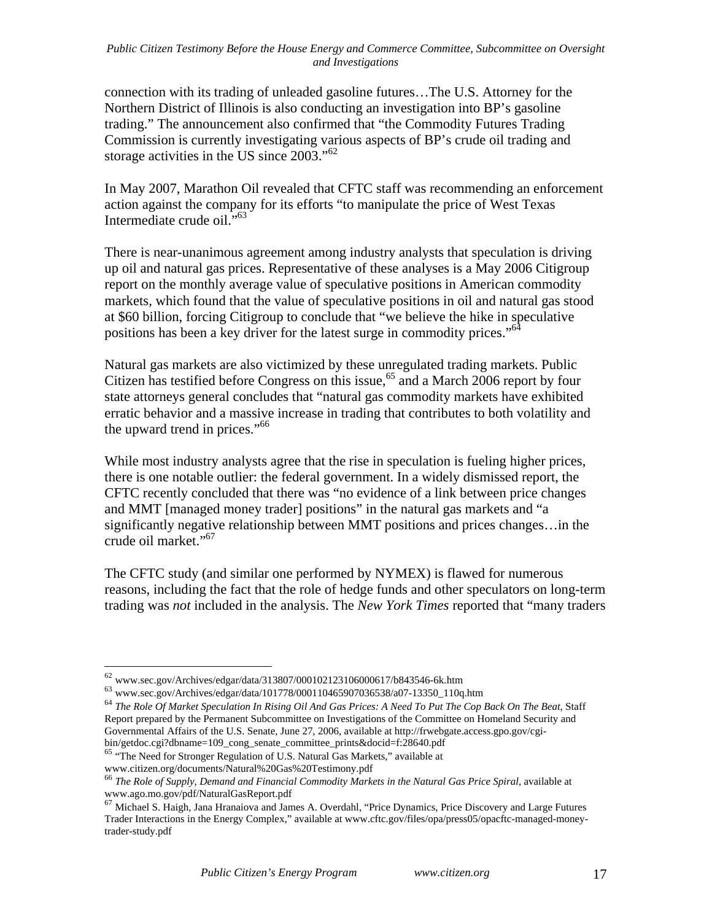connection with its trading of unleaded gasoline futures…The U.S. Attorney for the Northern District of Illinois is also conducting an investigation into BP's gasoline trading." The announcement also confirmed that "the Commodity Futures Trading Commission is currently investigating various aspects of BP's crude oil trading and storage activities in the US since 2003."[62]

In May 2007, Marathon Oil revealed that CFTC staff was recommending an enforcement action against the company for its efforts "to manipulate the price of West Texas Intermediate crude oil."[63]

There is near-unanimous agreement among industry analysts that speculation is driving up oil and natural gas prices. Representative of these analyses is a May 2006 Citigroup report on the monthly average value of speculative positions in American commodity markets, which found that the value of speculative positions in oil and natural gas stood at $60 billion, forcing Citigroup to conclude that "we believe the hike in speculative positions has been a key driver for the latest surge in commodity prices."[64]

Natural gas markets are also victimized by these unregulated trading markets. Public Citizen has testified before Congress on this issue,[65] and a March 2006 report by four state attorneys general concludes that "natural gas commodity markets have exhibited erratic behavior and a massive increase in trading that contributes to both volatility and the upward trend in prices."[66]

While most industry analysts agree that the rise in speculation is fueling higher prices, there is one notable outlier: the federal government. In a widely dismissed report, the CFTC recently concluded that there was "no evidence of a link between price changes and MMT [managed money trader] positions" in the natural gas markets and "a significantly negative relationship between MMT positions and prices changes…in the crude oil market."[67]

The CFTC study (and similar one performed by NYMEX) is flawed for numerous reasons, including the fact that the role of hedge funds and other speculators on long-term trading was *not* included in the analysis. The *New York Times* reported that "many traders

---

[62] www.sec.gov/Archives/edgar/data/313807/000102123106000617/b843546-6k.htm

[63] www.sec.gov/Archives/edgar/data/101778/000110465907036538/a07-13350_110q.htm

[64] *The Role Of Market Speculation In Rising Oil And Gas Prices: A Need To Put The Cop Back On The Beat*, Staff Report prepared by the Permanent Subcommittee on Investigations of the Committee on Homeland Security and Governmental Affairs of the U.S. Senate, June 27, 2006, available at http://frwebgate.access.gpo.gov/cgi-bin/getdoc.cgi?dbname=109_cong_senate_committee_prints&docid=f:28640.pdf

[65] "The Need for Stronger Regulation of U.S. Natural Gas Markets," available at www.citizen.org/documents/Natural%20Gas%20Testimony.pdf

[66] *The Role of Supply, Demand and Financial Commodity Markets in the Natural Gas Price Spiral*, available at www.ago.mo.gov/pdf/NaturalGasReport.pdf

[67] Michael S. Haigh, Jana Hranaiova and James A. Overdahl, "Price Dynamics, Price Discovery and Large Futures Trader Interactions in the Energy Complex," available at www.cftc.gov/files/opa/press05/opacftc-managed-money-trader-study.pdf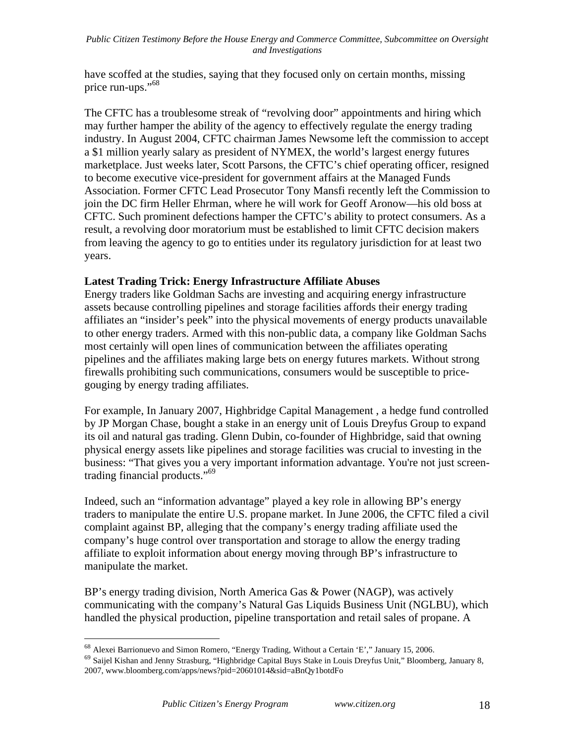have scoffed at the studies, saying that they focused only on certain months, missing price run-ups."[68]

The CFTC has a troublesome streak of "revolving door" appointments and hiring which may further hamper the ability of the agency to effectively regulate the energy trading industry. In August 2004, CFTC chairman James Newsome left the commission to accept a $1 million yearly salary as president of NYMEX, the world's largest energy futures marketplace. Just weeks later, Scott Parsons, the CFTC's chief operating officer, resigned to become executive vice-president for government affairs at the Managed Funds Association. Former CFTC Lead Prosecutor Tony Mansfi recently left the Commission to join the DC firm Heller Ehrman, where he will work for Geoff Aronow—his old boss at CFTC. Such prominent defections hamper the CFTC's ability to protect consumers. As a result, a revolving door moratorium must be established to limit CFTC decision makers from leaving the agency to go to entities under its regulatory jurisdiction for at least two years.

**Latest Trading Trick: Energy Infrastructure Affiliate Abuses**

Energy traders like Goldman Sachs are investing and acquiring energy infrastructure assets because controlling pipelines and storage facilities affords their energy trading affiliates an "insider's peek" into the physical movements of energy products unavailable to other energy traders. Armed with this non-public data, a company like Goldman Sachs most certainly will open lines of communication between the affiliates operating pipelines and the affiliates making large bets on energy futures markets. Without strong firewalls prohibiting such communications, consumers would be susceptible to price-gouging by energy trading affiliates.

For example, In January 2007, Highbridge Capital Management , a hedge fund controlled by JP Morgan Chase, bought a stake in an energy unit of Louis Dreyfus Group to expand its oil and natural gas trading. Glenn Dubin, co-founder of Highbridge, said that owning physical energy assets like pipelines and storage facilities was crucial to investing in the business: "That gives you a very important information advantage. You're not just screen-trading financial products."[69]

Indeed, such an "information advantage" played a key role in allowing BP's energy traders to manipulate the entire U.S. propane market. In June 2006, the CFTC filed a civil complaint against BP, alleging that the company's energy trading affiliate used the company's huge control over transportation and storage to allow the energy trading affiliate to exploit information about energy moving through BP's infrastructure to manipulate the market.

BP's energy trading division, North America Gas & Power (NAGP), was actively communicating with the company's Natural Gas Liquids Business Unit (NGLBU), which handled the physical production, pipeline transportation and retail sales of propane. A

---

[68] Alexei Barrionuevo and Simon Romero, "Energy Trading, Without a Certain 'E'," January 15, 2006.

[69] Saijel Kishan and Jenny Strasburg, "Highbridge Capital Buys Stake in Louis Dreyfus Unit," Bloomberg, January 8, 2007, www.bloomberg.com/apps/news?pid=20601014&sid=aBnQy1botdFo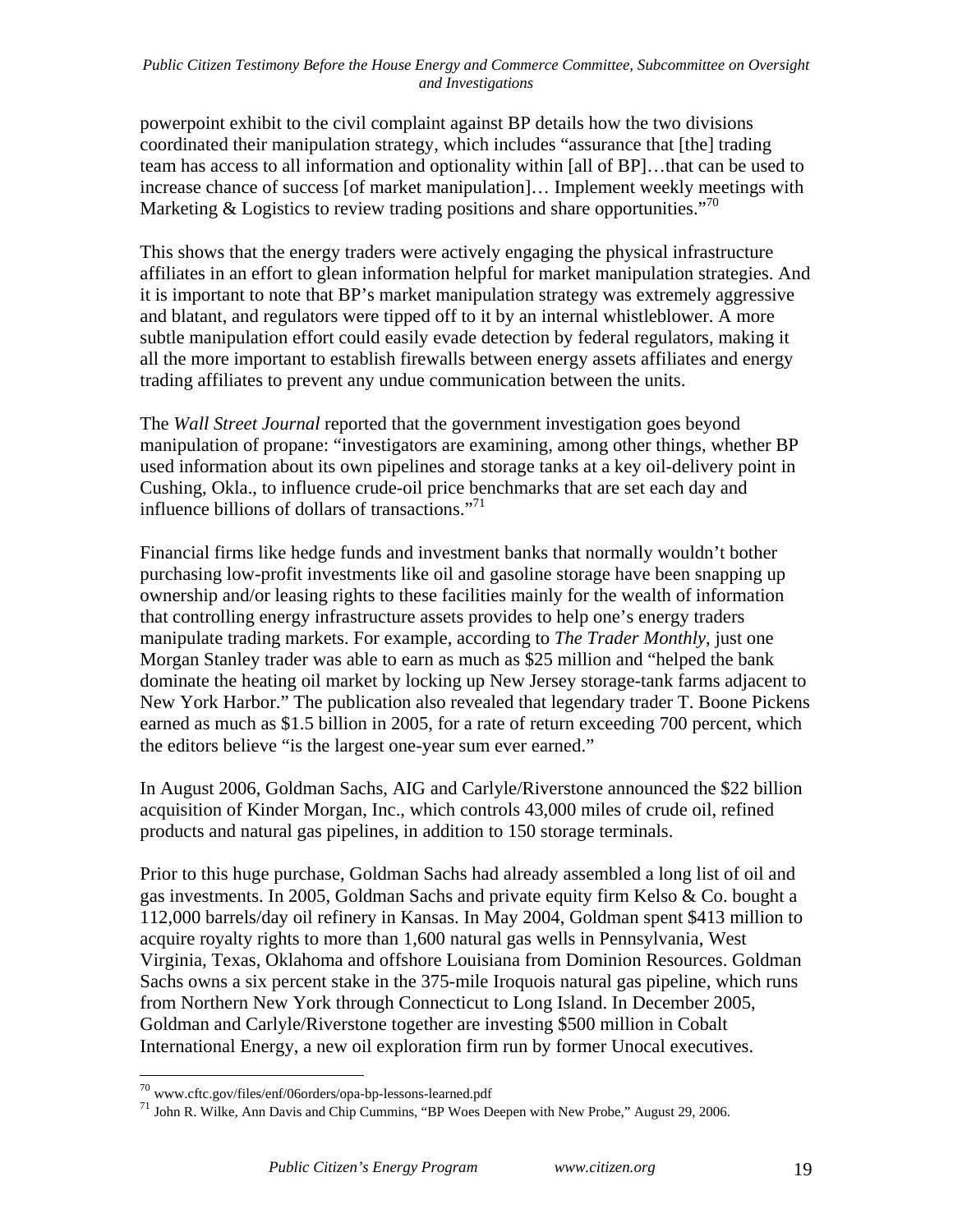powerpoint exhibit to the civil complaint against BP details how the two divisions coordinated their manipulation strategy, which includes "assurance that [the] trading team has access to all information and optionality within [all of BP]…that can be used to increase chance of success [of market manipulation]… Implement weekly meetings with Marketing & Logistics to review trading positions and share opportunities."[70]

This shows that the energy traders were actively engaging the physical infrastructure affiliates in an effort to glean information helpful for market manipulation strategies. And it is important to note that BP's market manipulation strategy was extremely aggressive and blatant, and regulators were tipped off to it by an internal whistleblower. A more subtle manipulation effort could easily evade detection by federal regulators, making it all the more important to establish firewalls between energy assets affiliates and energy trading affiliates to prevent any undue communication between the units.

The *Wall Street Journal* reported that the government investigation goes beyond manipulation of propane: "investigators are examining, among other things, whether BP used information about its own pipelines and storage tanks at a key oil-delivery point in Cushing, Okla., to influence crude-oil price benchmarks that are set each day and influence billions of dollars of transactions."[71]

Financial firms like hedge funds and investment banks that normally wouldn't bother purchasing low-profit investments like oil and gasoline storage have been snapping up ownership and/or leasing rights to these facilities mainly for the wealth of information that controlling energy infrastructure assets provides to help one's energy traders manipulate trading markets. For example, according to *The Trader Monthly*, just one Morgan Stanley trader was able to earn as much as $25 million and "helped the bank dominate the heating oil market by locking up New Jersey storage-tank farms adjacent to New York Harbor." The publication also revealed that legendary trader T. Boone Pickens earned as much as $1.5 billion in 2005, for a rate of return exceeding 700 percent, which the editors believe "is the largest one-year sum ever earned."

In August 2006, Goldman Sachs, AIG and Carlyle/Riverstone announced the $22 billion acquisition of Kinder Morgan, Inc., which controls 43,000 miles of crude oil, refined products and natural gas pipelines, in addition to 150 storage terminals.

Prior to this huge purchase, Goldman Sachs had already assembled a long list of oil and gas investments. In 2005, Goldman Sachs and private equity firm Kelso & Co. bought a 112,000 barrels/day oil refinery in Kansas. In May 2004, Goldman spent $413 million to acquire royalty rights to more than 1,600 natural gas wells in Pennsylvania, West Virginia, Texas, Oklahoma and offshore Louisiana from Dominion Resources. Goldman Sachs owns a six percent stake in the 375-mile Iroquois natural gas pipeline, which runs from Northern New York through Connecticut to Long Island. In December 2005, Goldman and Carlyle/Riverstone together are investing $500 million in Cobalt International Energy, a new oil exploration firm run by former Unocal executives.

---

[70] www.cftc.gov/files/enf/06orders/opa-bp-lessons-learned.pdf

[71] John R. Wilke, Ann Davis and Chip Cummins, "BP Woes Deepen with New Probe," August 29, 2006.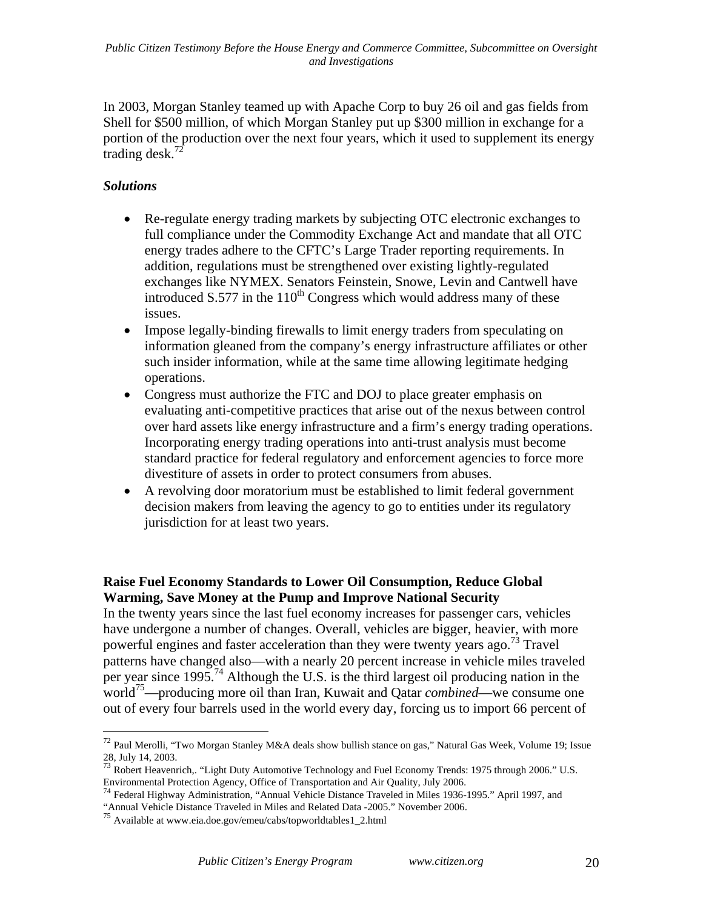In 2003, Morgan Stanley teamed up with Apache Corp to buy 26 oil and gas fields from Shell for $500 million, of which Morgan Stanley put up $300 million in exchange for a portion of the production over the next four years, which it used to supplement its energy trading desk.[72]

### *Solutions*

- Re-regulate energy trading markets by subjecting OTC electronic exchanges to full compliance under the Commodity Exchange Act and mandate that all OTC energy trades adhere to the CFTC's Large Trader reporting requirements. In addition, regulations must be strengthened over existing lightly-regulated exchanges like NYMEX. Senators Feinstein, Snowe, Levin and Cantwell have introduced S.577 in the 110th Congress which would address many of these issues.
- Impose legally-binding firewalls to limit energy traders from speculating on information gleaned from the company's energy infrastructure affiliates or other such insider information, while at the same time allowing legitimate hedging operations.
- Congress must authorize the FTC and DOJ to place greater emphasis on evaluating anti-competitive practices that arise out of the nexus between control over hard assets like energy infrastructure and a firm's energy trading operations. Incorporating energy trading operations into anti-trust analysis must become standard practice for federal regulatory and enforcement agencies to force more divestiture of assets in order to protect consumers from abuses.
- A revolving door moratorium must be established to limit federal government decision makers from leaving the agency to go to entities under its regulatory jurisdiction for at least two years.

**Raise Fuel Economy Standards to Lower Oil Consumption, Reduce Global Warming, Save Money at the Pump and Improve National Security**

In the twenty years since the last fuel economy increases for passenger cars, vehicles have undergone a number of changes. Overall, vehicles are bigger, heavier, with more powerful engines and faster acceleration than they were twenty years ago.[73] Travel patterns have changed also—with a nearly 20 percent increase in vehicle miles traveled per year since 1995.[74] Although the U.S. is the third largest oil producing nation in the world[75]—producing more oil than Iran, Kuwait and Qatar *combined*—we consume one out of every four barrels used in the world every day, forcing us to import 66 percent of

---

[72] Paul Merolli, "Two Morgan Stanley M&A deals show bullish stance on gas," Natural Gas Week, Volume 19; Issue 28, July 14, 2003.

[73] Robert Heavenrich,. "Light Duty Automotive Technology and Fuel Economy Trends: 1975 through 2006." U.S. Environmental Protection Agency, Office of Transportation and Air Quality, July 2006.

[74] Federal Highway Administration, "Annual Vehicle Distance Traveled in Miles 1936-1995." April 1997, and "Annual Vehicle Distance Traveled in Miles and Related Data -2005." November 2006.

[75] Available at www.eia.doe.gov/emeu/cabs/topworldtables1_2.html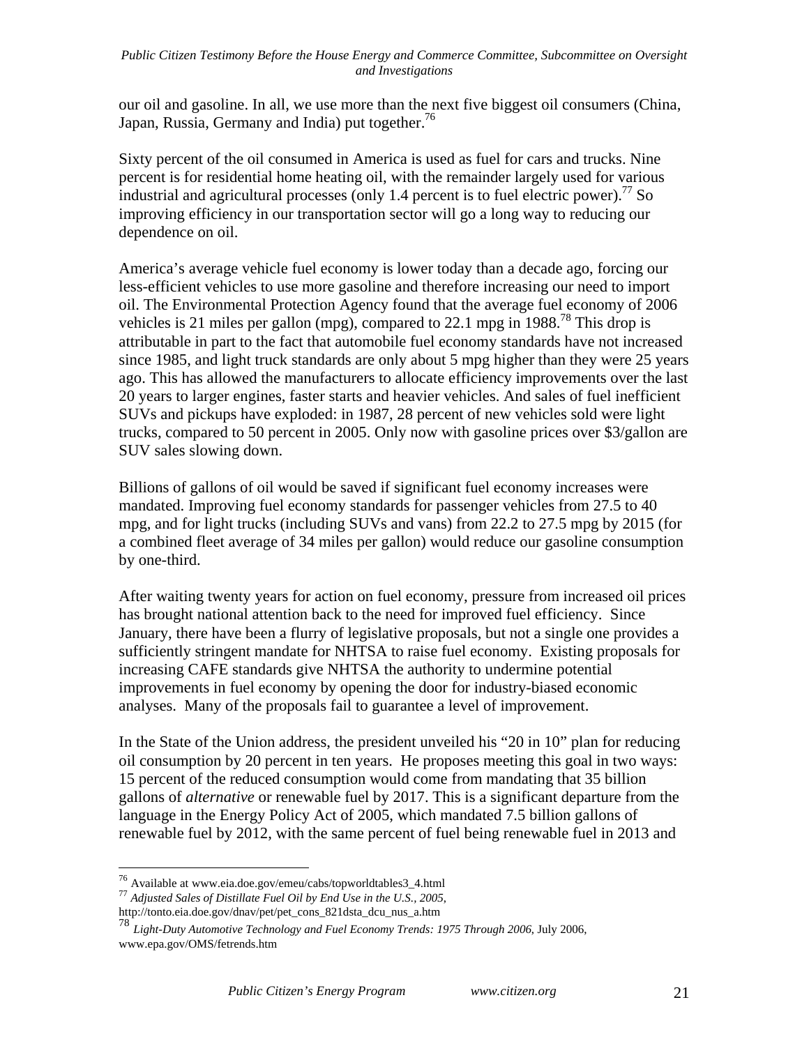our oil and gasoline. In all, we use more than the next five biggest oil consumers (China, Japan, Russia, Germany and India) put together.[76]

Sixty percent of the oil consumed in America is used as fuel for cars and trucks. Nine percent is for residential home heating oil, with the remainder largely used for various industrial and agricultural processes (only 1.4 percent is to fuel electric power).[77] So improving efficiency in our transportation sector will go a long way to reducing our dependence on oil.

America's average vehicle fuel economy is lower today than a decade ago, forcing our less-efficient vehicles to use more gasoline and therefore increasing our need to import oil. The Environmental Protection Agency found that the average fuel economy of 2006 vehicles is 21 miles per gallon (mpg), compared to 22.1 mpg in 1988.[78] This drop is attributable in part to the fact that automobile fuel economy standards have not increased since 1985, and light truck standards are only about 5 mpg higher than they were 25 years ago. This has allowed the manufacturers to allocate efficiency improvements over the last 20 years to larger engines, faster starts and heavier vehicles. And sales of fuel inefficient SUVs and pickups have exploded: in 1987, 28 percent of new vehicles sold were light trucks, compared to 50 percent in 2005. Only now with gasoline prices over $3/gallon are SUV sales slowing down.

Billions of gallons of oil would be saved if significant fuel economy increases were mandated. Improving fuel economy standards for passenger vehicles from 27.5 to 40 mpg, and for light trucks (including SUVs and vans) from 22.2 to 27.5 mpg by 2015 (for a combined fleet average of 34 miles per gallon) would reduce our gasoline consumption by one-third.

After waiting twenty years for action on fuel economy, pressure from increased oil prices has brought national attention back to the need for improved fuel efficiency. Since January, there have been a flurry of legislative proposals, but not a single one provides a sufficiently stringent mandate for NHTSA to raise fuel economy. Existing proposals for increasing CAFE standards give NHTSA the authority to undermine potential improvements in fuel economy by opening the door for industry-biased economic analyses. Many of the proposals fail to guarantee a level of improvement.

In the State of the Union address, the president unveiled his "20 in 10" plan for reducing oil consumption by 20 percent in ten years. He proposes meeting this goal in two ways: 15 percent of the reduced consumption would come from mandating that 35 billion gallons of *alternative* or renewable fuel by 2017. This is a significant departure from the language in the Energy Policy Act of 2005, which mandated 7.5 billion gallons of renewable fuel by 2012, with the same percent of fuel being renewable fuel in 2013 and

---

[76] Available at www.eia.doe.gov/emeu/cabs/topworldtables3_4.html

[77] *Adjusted Sales of Distillate Fuel Oil by End Use in the U.S., 2005,* http://tonto.eia.doe.gov/dnav/pet/pet_cons_821dsta_dcu_nus_a.htm

[78] *Light-Duty Automotive Technology and Fuel Economy Trends: 1975 Through 2006*, July 2006, www.epa.gov/OMS/fetrends.htm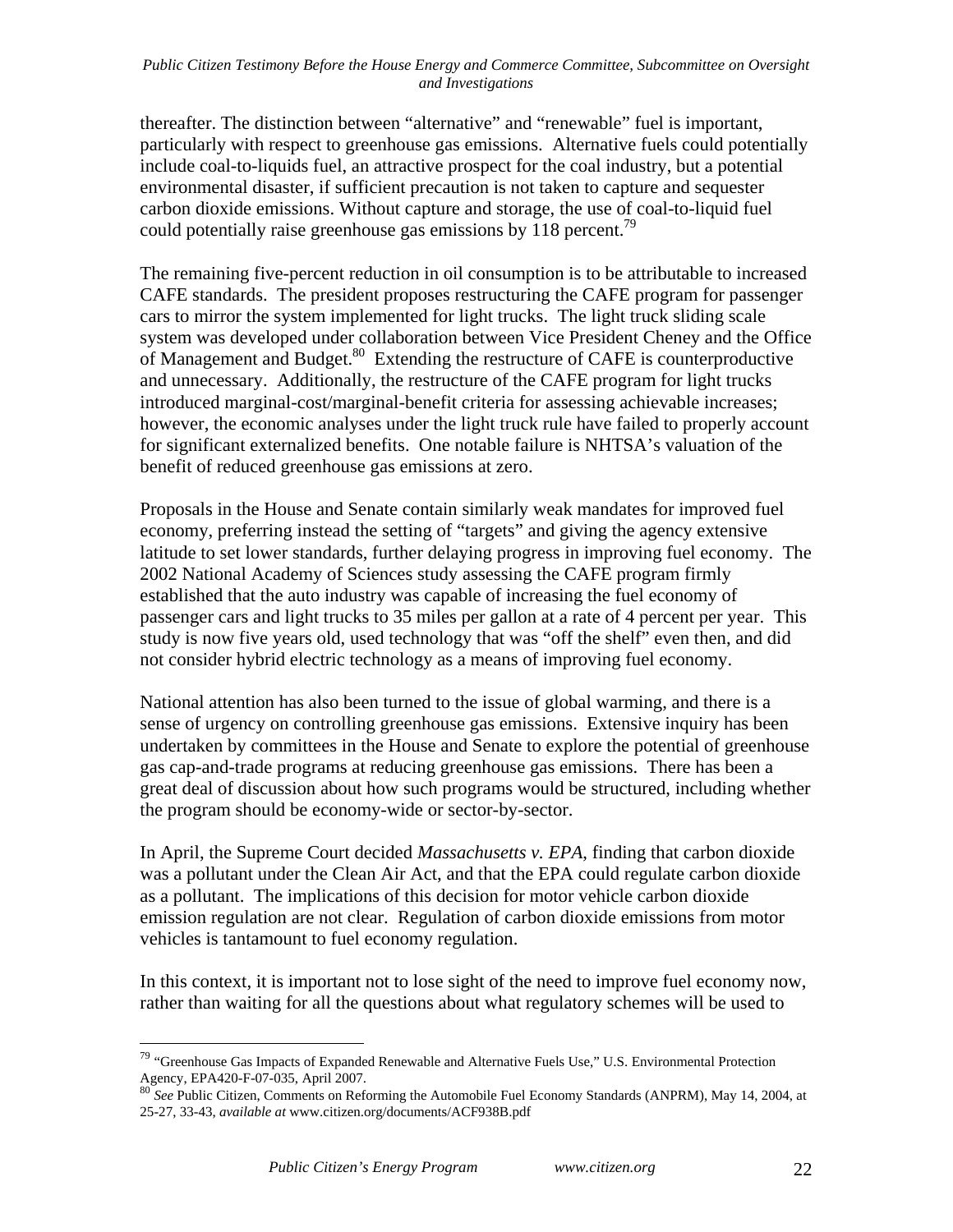thereafter. The distinction between "alternative" and "renewable" fuel is important, particularly with respect to greenhouse gas emissions. Alternative fuels could potentially include coal-to-liquids fuel, an attractive prospect for the coal industry, but a potential environmental disaster, if sufficient precaution is not taken to capture and sequester carbon dioxide emissions. Without capture and storage, the use of coal-to-liquid fuel could potentially raise greenhouse gas emissions by 118 percent.[79]

The remaining five-percent reduction in oil consumption is to be attributable to increased CAFE standards. The president proposes restructuring the CAFE program for passenger cars to mirror the system implemented for light trucks. The light truck sliding scale system was developed under collaboration between Vice President Cheney and the Office of Management and Budget.[80] Extending the restructure of CAFE is counterproductive and unnecessary. Additionally, the restructure of the CAFE program for light trucks introduced marginal-cost/marginal-benefit criteria for assessing achievable increases; however, the economic analyses under the light truck rule have failed to properly account for significant externalized benefits. One notable failure is NHTSA's valuation of the benefit of reduced greenhouse gas emissions at zero.

Proposals in the House and Senate contain similarly weak mandates for improved fuel economy, preferring instead the setting of "targets" and giving the agency extensive latitude to set lower standards, further delaying progress in improving fuel economy. The 2002 National Academy of Sciences study assessing the CAFE program firmly established that the auto industry was capable of increasing the fuel economy of passenger cars and light trucks to 35 miles per gallon at a rate of 4 percent per year. This study is now five years old, used technology that was "off the shelf" even then, and did not consider hybrid electric technology as a means of improving fuel economy.

National attention has also been turned to the issue of global warming, and there is a sense of urgency on controlling greenhouse gas emissions. Extensive inquiry has been undertaken by committees in the House and Senate to explore the potential of greenhouse gas cap-and-trade programs at reducing greenhouse gas emissions. There has been a great deal of discussion about how such programs would be structured, including whether the program should be economy-wide or sector-by-sector.

In April, the Supreme Court decided *Massachusetts v. EPA*, finding that carbon dioxide was a pollutant under the Clean Air Act, and that the EPA could regulate carbon dioxide as a pollutant. The implications of this decision for motor vehicle carbon dioxide emission regulation are not clear. Regulation of carbon dioxide emissions from motor vehicles is tantamount to fuel economy regulation.

In this context, it is important not to lose sight of the need to improve fuel economy now, rather than waiting for all the questions about what regulatory schemes will be used to

---

[79] "Greenhouse Gas Impacts of Expanded Renewable and Alternative Fuels Use," U.S. Environmental Protection Agency, EPA420-F-07-035, April 2007.

[80] *See* Public Citizen, Comments on Reforming the Automobile Fuel Economy Standards (ANPRM), May 14, 2004, at 25-27, 33-43, *available at* www.citizen.org/documents/ACF938B.pdf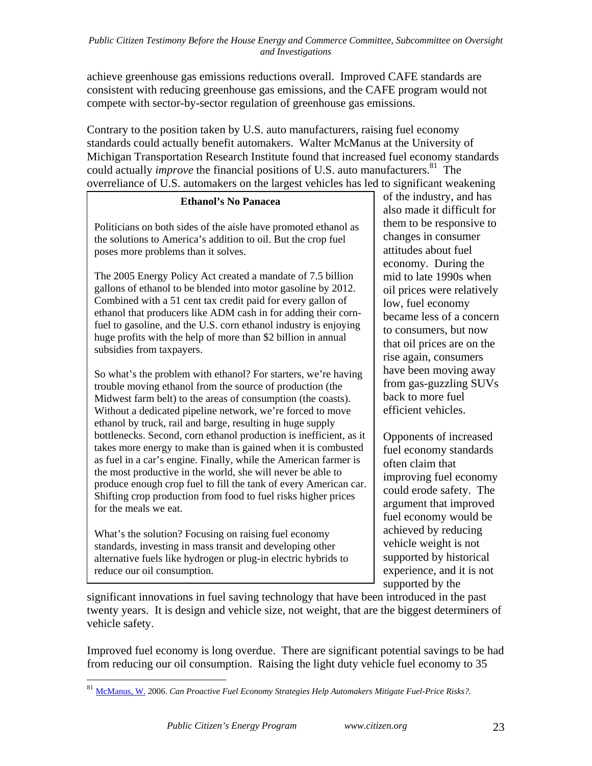achieve greenhouse gas emissions reductions overall. Improved CAFE standards are consistent with reducing greenhouse gas emissions, and the CAFE program would not compete with sector-by-sector regulation of greenhouse gas emissions.

Contrary to the position taken by U.S. auto manufacturers, raising fuel economy standards could actually benefit automakers. Walter McManus at the University of Michigan Transportation Research Institute found that increased fuel economy standards could actually *improve* the financial positions of U.S. auto manufacturers.[81] The overreliance of U.S. automakers on the largest vehicles has led to significant weakening of the industry, and has also made it difficult for them to be responsive to changes in consumer attitudes about fuel economy. During the mid to late 1990s when oil prices were relatively low, fuel economy became less of a concern to consumers, but now that oil prices are on the rise again, consumers have been moving away from gas-guzzling SUVs back to more fuel efficient vehicles.

> **Ethanol's No Panacea**
>
> Politicians on both sides of the aisle have promoted ethanol as the solutions to America's addition to oil. But the crop fuel poses more problems than it solves.
>
> The 2005 Energy Policy Act created a mandate of 7.5 billion gallons of ethanol to be blended into motor gasoline by 2012. Combined with a 51 cent tax credit paid for every gallon of ethanol that producers like ADM cash in for adding their corn-fuel to gasoline, and the U.S. corn ethanol industry is enjoying huge profits with the help of more than $2 billion in annual subsidies from taxpayers.
>
> So what's the problem with ethanol? For starters, we're having trouble moving ethanol from the source of production (the Midwest farm belt) to the areas of consumption (the coasts). Without a dedicated pipeline network, we're forced to move ethanol by truck, rail and barge, resulting in huge supply bottlenecks. Second, corn ethanol production is inefficient, as it takes more energy to make than is gained when it is combusted as fuel in a car's engine. Finally, while the American farmer is the most productive in the world, she will never be able to produce enough crop fuel to fill the tank of every American car. Shifting crop production from food to fuel risks higher prices for the meals we eat.
>
> What's the solution? Focusing on raising fuel economy standards, investing in mass transit and developing other alternative fuels like hydrogen or plug-in electric hybrids to reduce our oil consumption.

Opponents of increased fuel economy standards often claim that improving fuel economy could erode safety. The argument that improved fuel economy would be achieved by reducing vehicle weight is not supported by historical experience, and it is not supported by the significant innovations in fuel saving technology that have been introduced in the past twenty years. It is design and vehicle size, not weight, that are the biggest determiners of vehicle safety.

Improved fuel economy is long overdue. There are significant potential savings to be had from reducing our oil consumption. Raising the light duty vehicle fuel economy to 35

---

[81] McManus, W. 2006. *Can Proactive Fuel Economy Strategies Help Automakers Mitigate Fuel-Price Risks?*.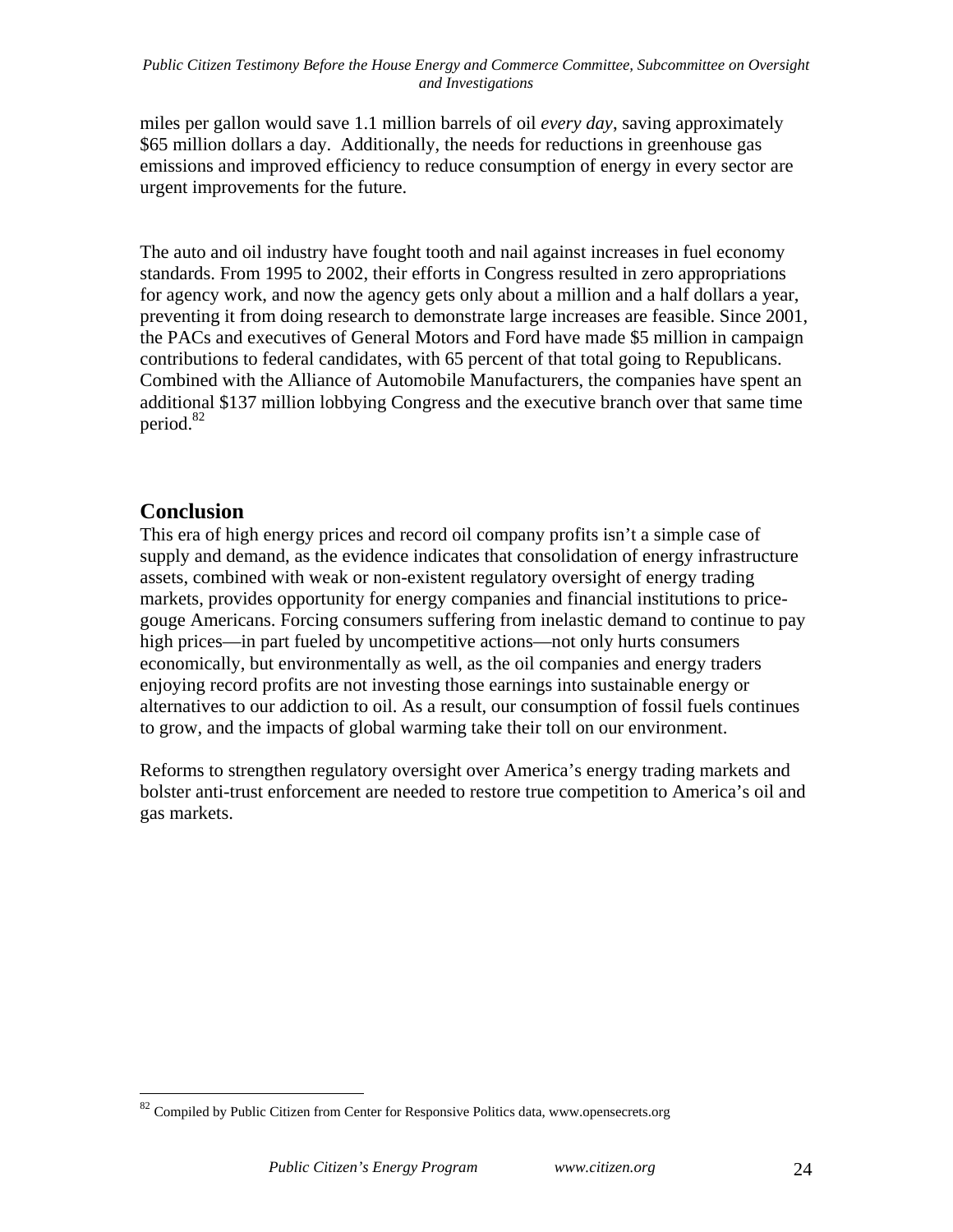miles per gallon would save 1.1 million barrels of oil *every day*, saving approximately $65 million dollars a day. Additionally, the needs for reductions in greenhouse gas emissions and improved efficiency to reduce consumption of energy in every sector are urgent improvements for the future.

The auto and oil industry have fought tooth and nail against increases in fuel economy standards. From 1995 to 2002, their efforts in Congress resulted in zero appropriations for agency work, and now the agency gets only about a million and a half dollars a year, preventing it from doing research to demonstrate large increases are feasible. Since 2001, the PACs and executives of General Motors and Ford have made $5 million in campaign contributions to federal candidates, with 65 percent of that total going to Republicans. Combined with the Alliance of Automobile Manufacturers, the companies have spent an additional $137 million lobbying Congress and the executive branch over that same time period.[82]

## Conclusion

This era of high energy prices and record oil company profits isn't a simple case of supply and demand, as the evidence indicates that consolidation of energy infrastructure assets, combined with weak or non-existent regulatory oversight of energy trading markets, provides opportunity for energy companies and financial institutions to price-gouge Americans. Forcing consumers suffering from inelastic demand to continue to pay high prices—in part fueled by uncompetitive actions—not only hurts consumers economically, but environmentally as well, as the oil companies and energy traders enjoying record profits are not investing those earnings into sustainable energy or alternatives to our addiction to oil. As a result, our consumption of fossil fuels continues to grow, and the impacts of global warming take their toll on our environment.

Reforms to strengthen regulatory oversight over America's energy trading markets and bolster anti-trust enforcement are needed to restore true competition to America's oil and gas markets.

---

[82] Compiled by Public Citizen from Center for Responsive Politics data, www.opensecrets.org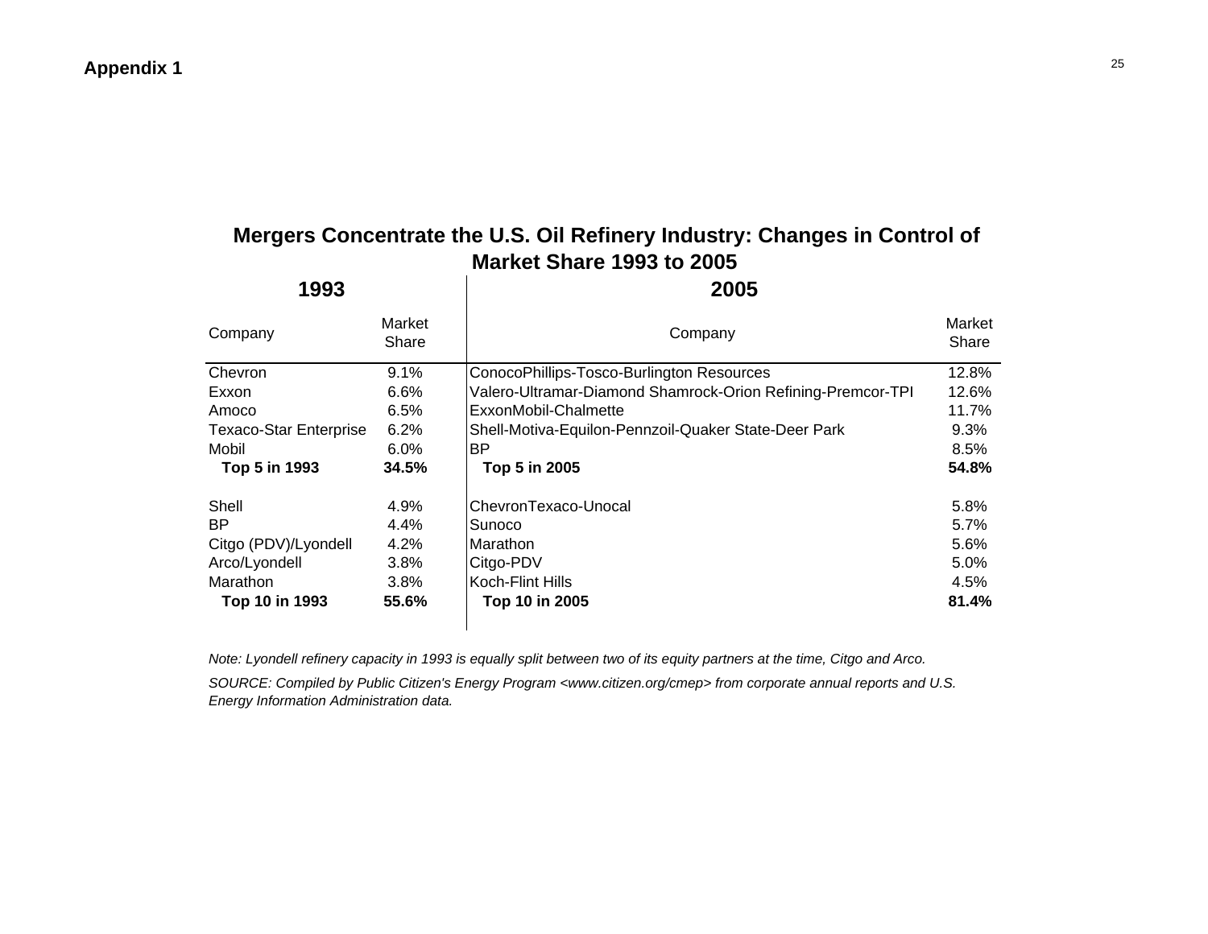**Appendix 1**

## Mergers Concentrate the U.S. Oil Refinery Industry: Changes in Control of Market Share 1993 to 2005

| 1993 | | 2005 | |
|---|---|---|---|
| Company | Market Share | Company | Market Share |
| Chevron | 9.1% | ConocoPhillips-Tosco-Burlington Resources | 12.8% |
| Exxon | 6.6% | Valero-Ultramar-Diamond Shamrock-Orion Refining-Premcor-TPI | 12.6% |
| Amoco | 6.5% | ExxonMobil-Chalmette | 11.7% |
| Texaco-Star Enterprise | 6.2% | Shell-Motiva-Equilon-Pennzoil-Quaker State-Deer Park | 9.3% |
| Mobil | 6.0% | BP | 8.5% |
| **Top 5 in 1993** | **34.5%** | **Top 5 in 2005** | **54.8%** |
| Shell | 4.9% | ChevronTexaco-Unocal | 5.8% |
| BP | 4.4% | Sunoco | 5.7% |
| Citgo (PDV)/Lyondell | 4.2% | Marathon | 5.6% |
| Arco/Lyondell | 3.8% | Citgo-PDV | 5.0% |
| Marathon | 3.8% | Koch-Flint Hills | 4.5% |
| **Top 10 in 1993** | **55.6%** | **Top 10 in 2005** | **81.4%** |

*Note: Lyondell refinery capacity in 1993 is equally split between two of its equity partners at the time, Citgo and Arco.*

*SOURCE: Compiled by Public Citizen's Energy Program <www.citizen.org/cmep> from corporate annual reports and U.S. Energy Information Administration data.*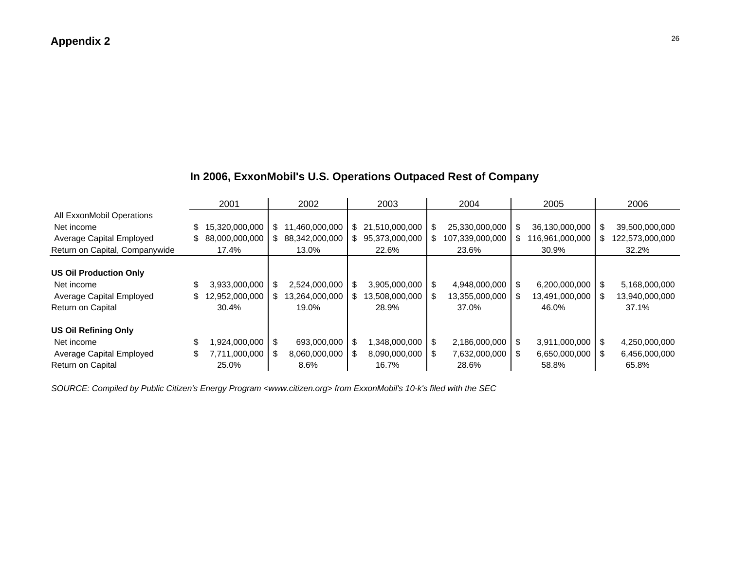## Appendix 2

### In 2006, ExxonMobil's U.S. Operations Outpaced Rest of Company

| | 2001 | 2002 | 2003 | 2004 | 2005 | 2006 |
|---|---|---|---|---|---|---|
| All ExxonMobil Operations | | | | | | |
| Net income | $ 15,320,000,000 | $ 11,460,000,000 | $ 21,510,000,000 | $ 25,330,000,000 | $ 36,130,000,000 | $ 39,500,000,000 |
| Average Capital Employed | $ 88,000,000,000 | $ 88,342,000,000 | $ 95,373,000,000 | $ 107,339,000,000 | $ 116,961,000,000 | $ 122,573,000,000 |
| Return on Capital, Companywide | 17.4% | 13.0% | 22.6% | 23.6% | 30.9% | 32.2% |
| **US Oil Production Only** | | | | | | |
| Net income | $ 3,933,000,000 | $ 2,524,000,000 | $ 3,905,000,000 | $ 4,948,000,000 | $ 6,200,000,000 | $ 5,168,000,000 |
| Average Capital Employed | $ 12,952,000,000 | $ 13,264,000,000 | $ 13,508,000,000 | $ 13,355,000,000 | $ 13,491,000,000 | $ 13,940,000,000 |
| Return on Capital | 30.4% | 19.0% | 28.9% | 37.0% | 46.0% | 37.1% |
| **US Oil Refining Only** | | | | | | |
| Net income | $ 1,924,000,000 | $ 693,000,000 | $ 1,348,000,000 | $ 2,186,000,000 | $ 3,911,000,000 | $ 4,250,000,000 |
| Average Capital Employed | $ 7,711,000,000 | $ 8,060,000,000 | $ 8,090,000,000 | $ 7,632,000,000 | $ 6,650,000,000 | $ 6,456,000,000 |
| Return on Capital | 25.0% | 8.6% | 16.7% | 28.6% | 58.8% | 65.8% |

*SOURCE: Compiled by Public Citizen's Energy Program <www.citizen.org> from ExxonMobil's 10-k's filed with the SEC*